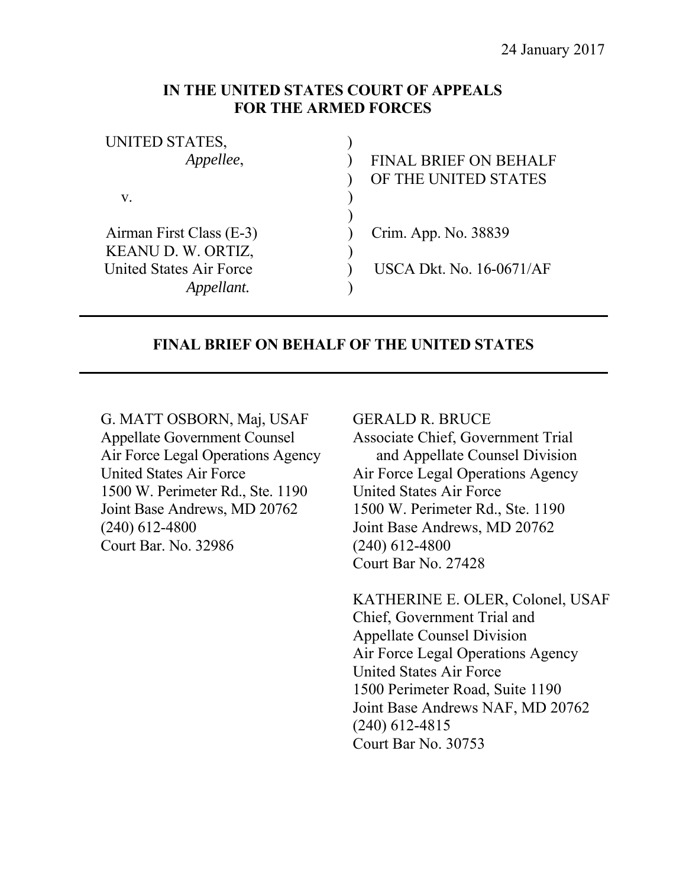24 January 2017

**IN THE UNITED STATES COURT OF APPEALS**
**FOR THE ARMED FORCES**

| | | |
|---|---|---|
| UNITED STATES, | ) | |
| *Appellee*, | ) | FINAL BRIEF ON BEHALF |
| | ) | OF THE UNITED STATES |
| v. | ) | |
| | ) | |
| Airman First Class (E-3) | ) | Crim. App. No. 38839 |
| KEANU D. W. ORTIZ, | ) | |
| United States Air Force | ) | USCA Dkt. No. 16-0671/AF |
| *Appellant.* | ) | |

---

**FINAL BRIEF ON BEHALF OF THE UNITED STATES**

---

G. MATT OSBORN, Maj, USAF
Appellate Government Counsel
Air Force Legal Operations Agency
United States Air Force
1500 W. Perimeter Rd., Ste. 1190
Joint Base Andrews, MD 20762
(240) 612-4800
Court Bar. No. 32986

GERALD R. BRUCE
Associate Chief, Government Trial
and Appellate Counsel Division
Air Force Legal Operations Agency
United States Air Force
1500 W. Perimeter Rd., Ste. 1190
Joint Base Andrews, MD 20762
(240) 612-4800
Court Bar No. 27428

KATHERINE E. OLER, Colonel, USAF
Chief, Government Trial and
Appellate Counsel Division
Air Force Legal Operations Agency
United States Air Force
1500 Perimeter Road, Suite 1190
Joint Base Andrews NAF, MD 20762
(240) 612-4815
Court Bar No. 30753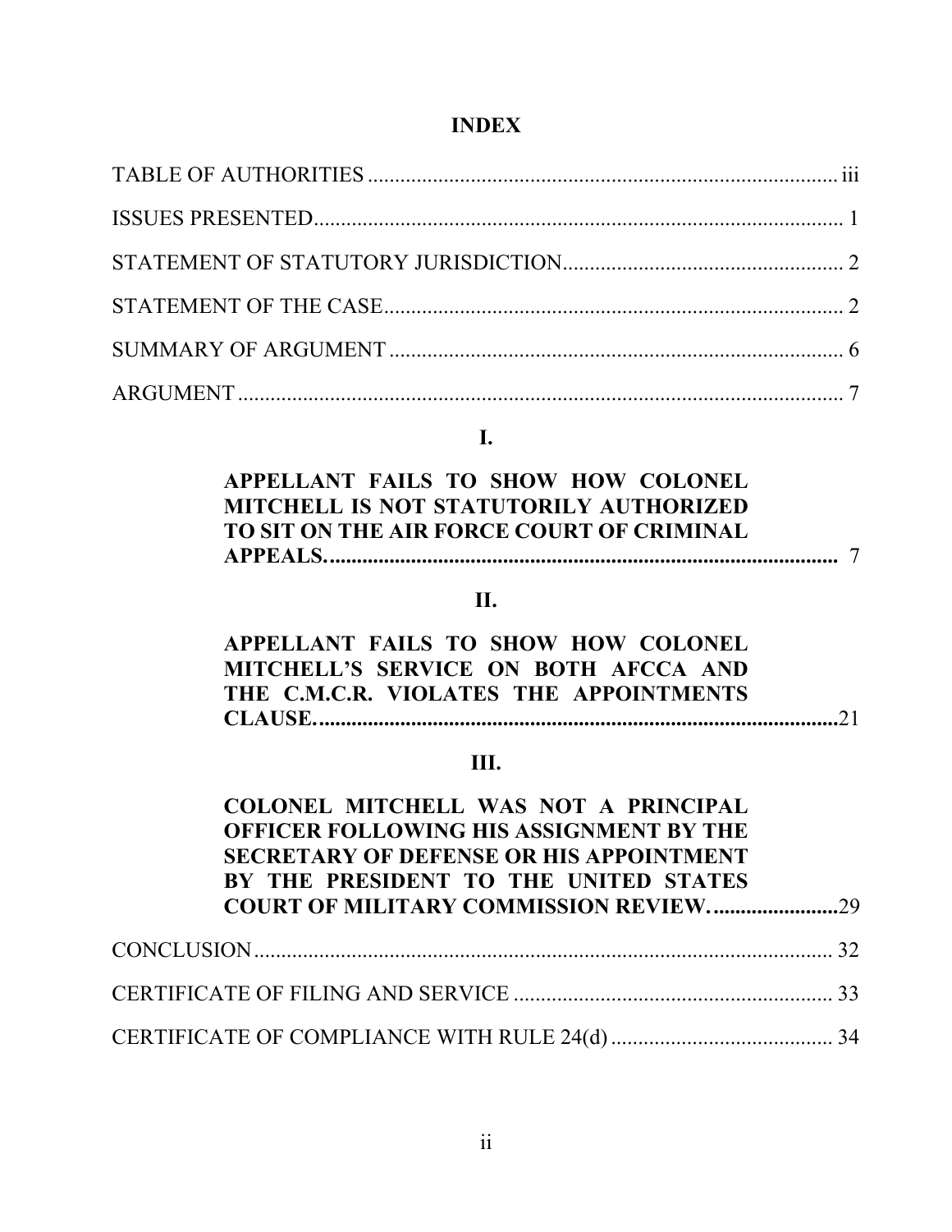# INDEX

TABLE OF AUTHORITIES ........................................................................................ iii

ISSUES PRESENTED................................................................................................ 1

STATEMENT OF STATUTORY JURISDICTION .................................................. 2

STATEMENT OF THE CASE .................................................................................... 2

SUMMARY OF ARGUMENT .................................................................................. 6

ARGUMENT ................................................................................................................ 7

**I.**

**APPELLANT FAILS TO SHOW HOW COLONEL MITCHELL IS NOT STATUTORILY AUTHORIZED TO SIT ON THE AIR FORCE COURT OF CRIMINAL APPEALS. ..............................................................................................** 7

**II.**

**APPELLANT FAILS TO SHOW HOW COLONEL MITCHELL'S SERVICE ON BOTH AFCCA AND THE C.M.C.R. VIOLATES THE APPOINTMENTS CLAUSE. ...............................................................................................**21

**III.**

**COLONEL MITCHELL WAS NOT A PRINCIPAL OFFICER FOLLOWING HIS ASSIGNMENT BY THE SECRETARY OF DEFENSE OR HIS APPOINTMENT BY THE PRESIDENT TO THE UNITED STATES COURT OF MILITARY COMMISSION REVIEW. ......................**29

CONCLUSION .......................................................................................................... 32

CERTIFICATE OF FILING AND SERVICE ......................................................... 33

CERTIFICATE OF COMPLIANCE WITH RULE 24(d) ......................................... 34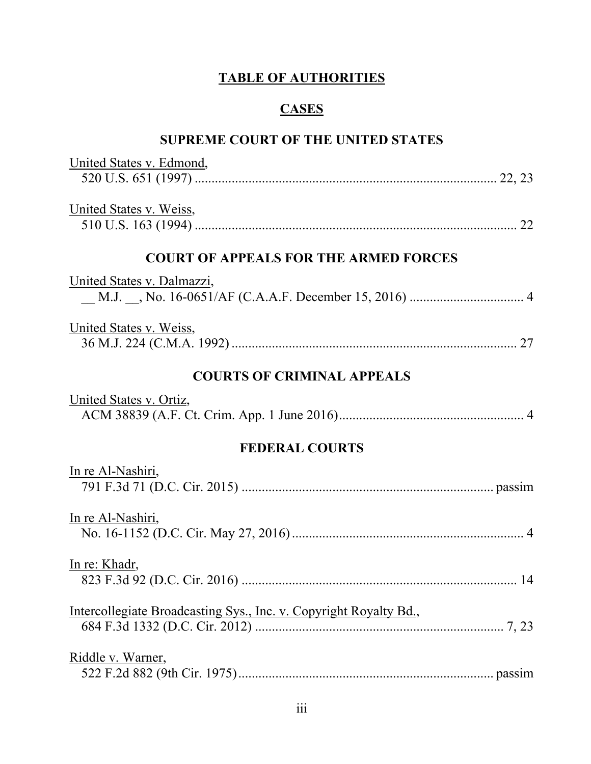# TABLE OF AUTHORITIES

## CASES

### SUPREME COURT OF THE UNITED STATES

United States v. Edmond,
520 U.S. 651 (1997) .......................................................................................... 22, 23

United States v. Weiss,
510 U.S. 163 (1994) ................................................................................................ 22

### COURT OF APPEALS FOR THE ARMED FORCES

United States v. Dalmazzi,
__ M.J. __, No. 16-0651/AF (C.A.A.F. December 15, 2016) .................................. 4

United States v. Weiss,
36 M.J. 224 (C.M.A. 1992) ..................................................................................... 27

### COURTS OF CRIMINAL APPEALS

United States v. Ortiz,
ACM 38839 (A.F. Ct. Crim. App. 1 June 2016)........................................................ 4

### FEDERAL COURTS

In re Al-Nashiri,
791 F.3d 71 (D.C. Cir. 2015) ............................................................................ passim

In re Al-Nashiri,
No. 16-1152 (D.C. Cir. May 27, 2016) ...................................................................... 4

In re: Khadr,
823 F.3d 92 (D.C. Cir. 2016) .................................................................................. 14

Intercollegiate Broadcasting Sys., Inc. v. Copyright Royalty Bd.,
684 F.3d 1332 (D.C. Cir. 2012) ............................................................................ 7, 23

Riddle v. Warner,
522 F.2d 882 (9th Cir. 1975)............................................................................. passim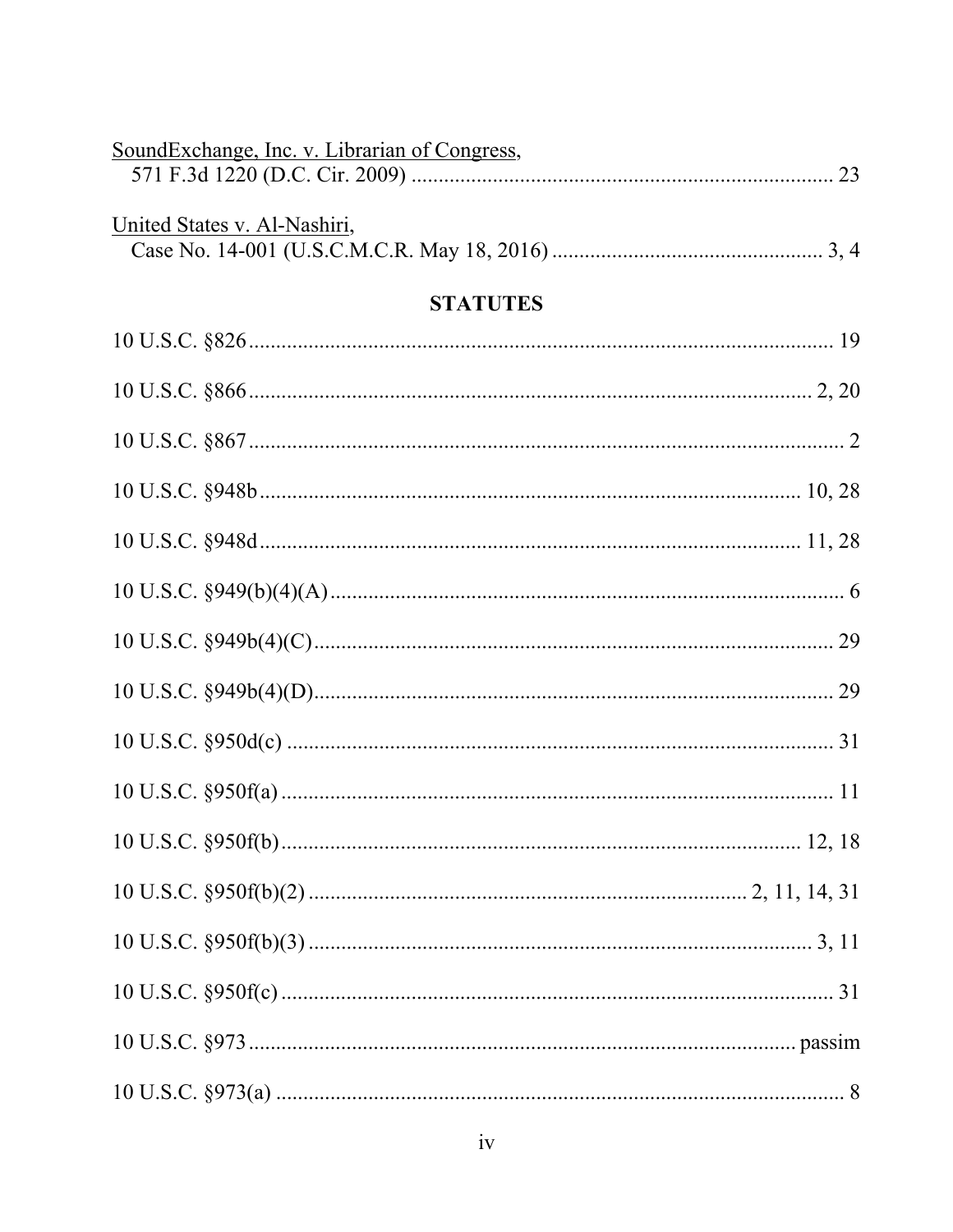SoundExchange, Inc. v. Librarian of Congress,
571 F.3d 1220 (D.C. Cir. 2009) ............................................................................. 23

United States v. Al-Nashiri,
Case No. 14-001 (U.S.C.M.C.R. May 18, 2016) ................................................. 3, 4

## STATUTES

10 U.S.C. §826 ........................................................................................................... 19

10 U.S.C. §866 ....................................................................................................... 2, 20

10 U.S.C. §867 ............................................................................................................. 2

10 U.S.C. §948b .................................................................................................. 10, 28

10 U.S.C. §948d .................................................................................................. 11, 28

10 U.S.C. §949(b)(4)(A) .............................................................................................. 6

10 U.S.C. §949b(4)(C) ............................................................................................... 29

10 U.S.C. §949b(4)(D) ............................................................................................... 29

10 U.S.C. §950d(c) .................................................................................................... 31

10 U.S.C. §950f(a) ..................................................................................................... 11

10 U.S.C. §950f(b) ................................................................................................ 12, 18

10 U.S.C. §950f(b)(2) ................................................................................ 2, 11, 14, 31

10 U.S.C. §950f(b)(3) ............................................................................................. 3, 11

10 U.S.C. §950f(c) ..................................................................................................... 31

10 U.S.C. §973 ..................................................................................................... passim

10 U.S.C. §973(a) ........................................................................................................ 8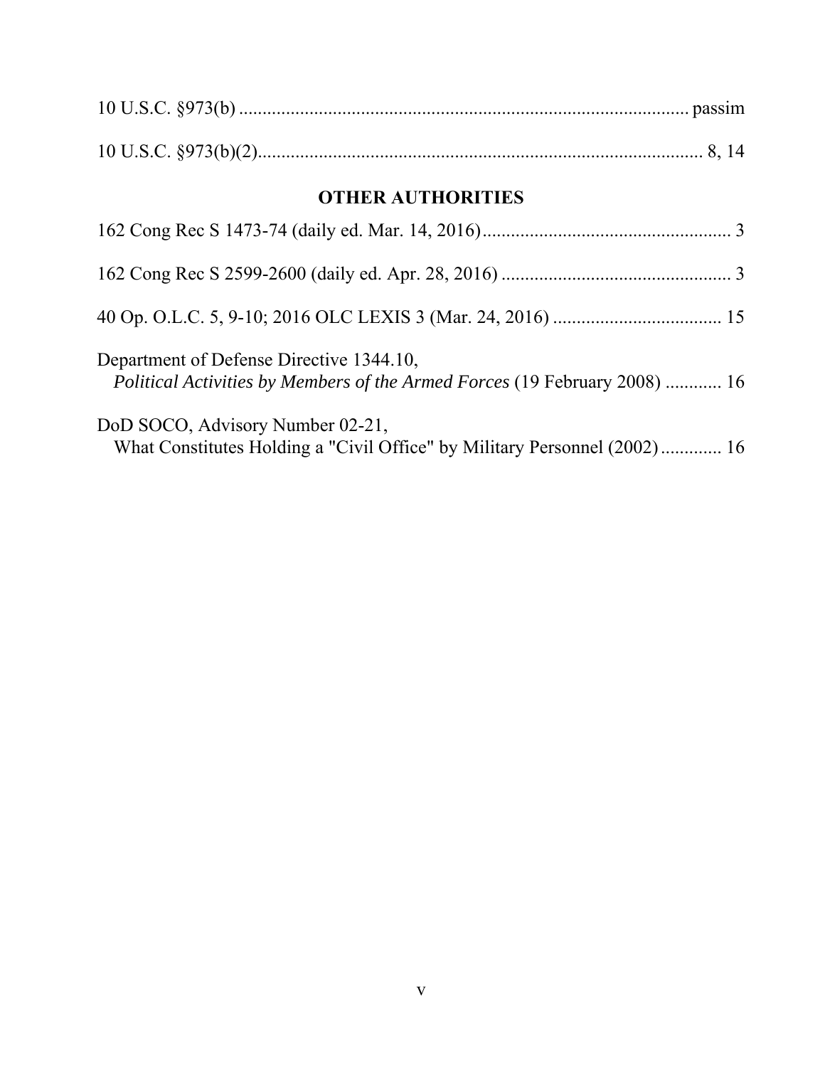10 U.S.C. §973(b) ................................................................................................ passim

10 U.S.C. §973(b)(2)............................................................................................. 8, 14

## OTHER AUTHORITIES

162 Cong Rec S 1473-74 (daily ed. Mar. 14, 2016)..................................................... 3

162 Cong Rec S 2599-2600 (daily ed. Apr. 28, 2016) ................................................ 3

40 Op. O.L.C. 5, 9-10; 2016 OLC LEXIS 3 (Mar. 24, 2016) ................................... 15

Department of Defense Directive 1344.10,
*Political Activities by Members of the Armed Forces* (19 February 2008) ............ 16

DoD SOCO, Advisory Number 02-21,
What Constitutes Holding a "Civil Office" by Military Personnel (2002)............. 16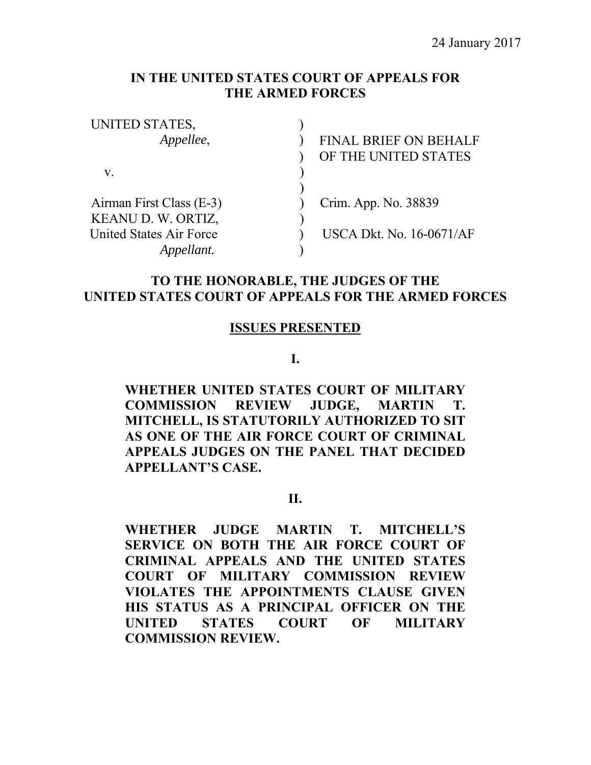24 January 2017

**IN THE UNITED STATES COURT OF APPEALS FOR THE ARMED FORCES**

| | | |
|---|---|---|
| UNITED STATES, | ) | |
| *Appellee*, | ) | FINAL BRIEF ON BEHALF |
| | ) | OF THE UNITED STATES |
| v. | ) | |
| | ) | |
| Airman First Class (E-3) | ) | Crim. App. No. 38839 |
| KEANU D. W. ORTIZ, | ) | |
| United States Air Force | ) | USCA Dkt. No. 16-0671/AF |
| *Appellant.* | ) | |

**TO THE HONORABLE, THE JUDGES OF THE UNITED STATES COURT OF APPEALS FOR THE ARMED FORCES**

## ISSUES PRESENTED

**I.**

**WHETHER UNITED STATES COURT OF MILITARY COMMISSION REVIEW JUDGE, MARTIN T. MITCHELL, IS STATUTORILY AUTHORIZED TO SIT AS ONE OF THE AIR FORCE COURT OF CRIMINAL APPEALS JUDGES ON THE PANEL THAT DECIDED APPELLANT'S CASE.**

**II.**

**WHETHER JUDGE MARTIN T. MITCHELL'S SERVICE ON BOTH THE AIR FORCE COURT OF CRIMINAL APPEALS AND THE UNITED STATES COURT OF MILITARY COMMISSION REVIEW VIOLATES THE APPOINTMENTS CLAUSE GIVEN HIS STATUS AS A PRINCIPAL OFFICER ON THE UNITED STATES COURT OF MILITARY COMMISSION REVIEW.**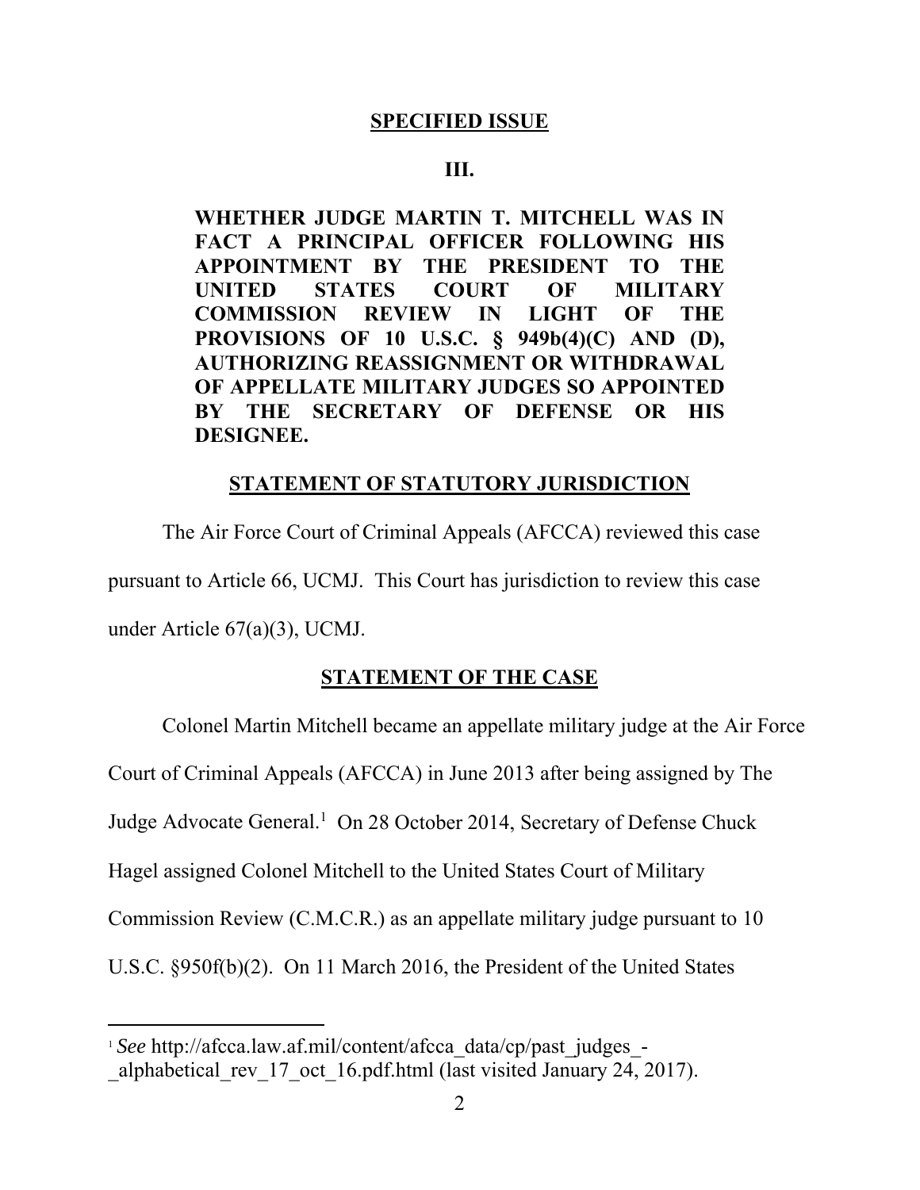## SPECIFIED ISSUE

### III.

**WHETHER JUDGE MARTIN T. MITCHELL WAS IN FACT A PRINCIPAL OFFICER FOLLOWING HIS APPOINTMENT BY THE PRESIDENT TO THE UNITED STATES COURT OF MILITARY COMMISSION REVIEW IN LIGHT OF THE PROVISIONS OF 10 U.S.C. § 949b(4)(C) AND (D), AUTHORIZING REASSIGNMENT OR WITHDRAWAL OF APPELLATE MILITARY JUDGES SO APPOINTED BY THE SECRETARY OF DEFENSE OR HIS DESIGNEE.**

## STATEMENT OF STATUTORY JURISDICTION

The Air Force Court of Criminal Appeals (AFCCA) reviewed this case pursuant to Article 66, UCMJ. This Court has jurisdiction to review this case under Article 67(a)(3), UCMJ.

## STATEMENT OF THE CASE

Colonel Martin Mitchell became an appellate military judge at the Air Force Court of Criminal Appeals (AFCCA) in June 2013 after being assigned by The Judge Advocate General.[1] On 28 October 2014, Secretary of Defense Chuck Hagel assigned Colonel Mitchell to the United States Court of Military Commission Review (C.M.C.R.) as an appellate military judge pursuant to 10 U.S.C. §950f(b)(2). On 11 March 2016, the President of the United States

---

[1] *See* http://afcca.law.af.mil/content/afcca_data/cp/past_judges_-_alphabetical_rev_17_oct_16.pdf.html (last visited January 24, 2017).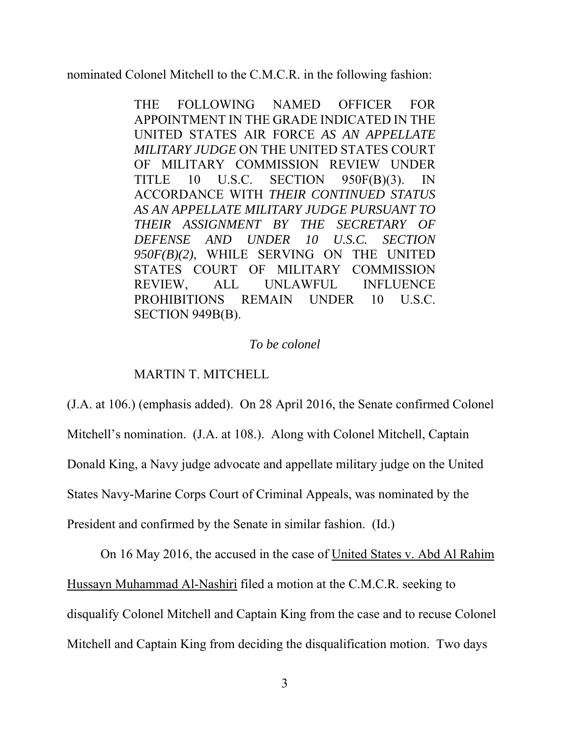nominated Colonel Mitchell to the C.M.C.R. in the following fashion:

> THE FOLLOWING NAMED OFFICER FOR APPOINTMENT IN THE GRADE INDICATED IN THE UNITED STATES AIR FORCE *AS AN APPELLATE MILITARY JUDGE* ON THE UNITED STATES COURT OF MILITARY COMMISSION REVIEW UNDER TITLE 10 U.S.C. SECTION 950F(B)(3). IN ACCORDANCE WITH *THEIR CONTINUED STATUS AS AN APPELLATE MILITARY JUDGE PURSUANT TO THEIR ASSIGNMENT BY THE SECRETARY OF DEFENSE AND UNDER 10 U.S.C. SECTION 950F(B)(2)*, WHILE SERVING ON THE UNITED STATES COURT OF MILITARY COMMISSION REVIEW, ALL UNLAWFUL INFLUENCE PROHIBITIONS REMAIN UNDER 10 U.S.C. SECTION 949B(B).
>
> *To be colonel*
>
> MARTIN T. MITCHELL

(J.A. at 106.) (emphasis added). On 28 April 2016, the Senate confirmed Colonel Mitchell's nomination. (J.A. at 108.). Along with Colonel Mitchell, Captain Donald King, a Navy judge advocate and appellate military judge on the United States Navy-Marine Corps Court of Criminal Appeals, was nominated by the President and confirmed by the Senate in similar fashion. (Id.)

On 16 May 2016, the accused in the case of United States v. Abd Al Rahim Hussayn Muhammad Al-Nashiri filed a motion at the C.M.C.R. seeking to disqualify Colonel Mitchell and Captain King from the case and to recuse Colonel Mitchell and Captain King from deciding the disqualification motion. Two days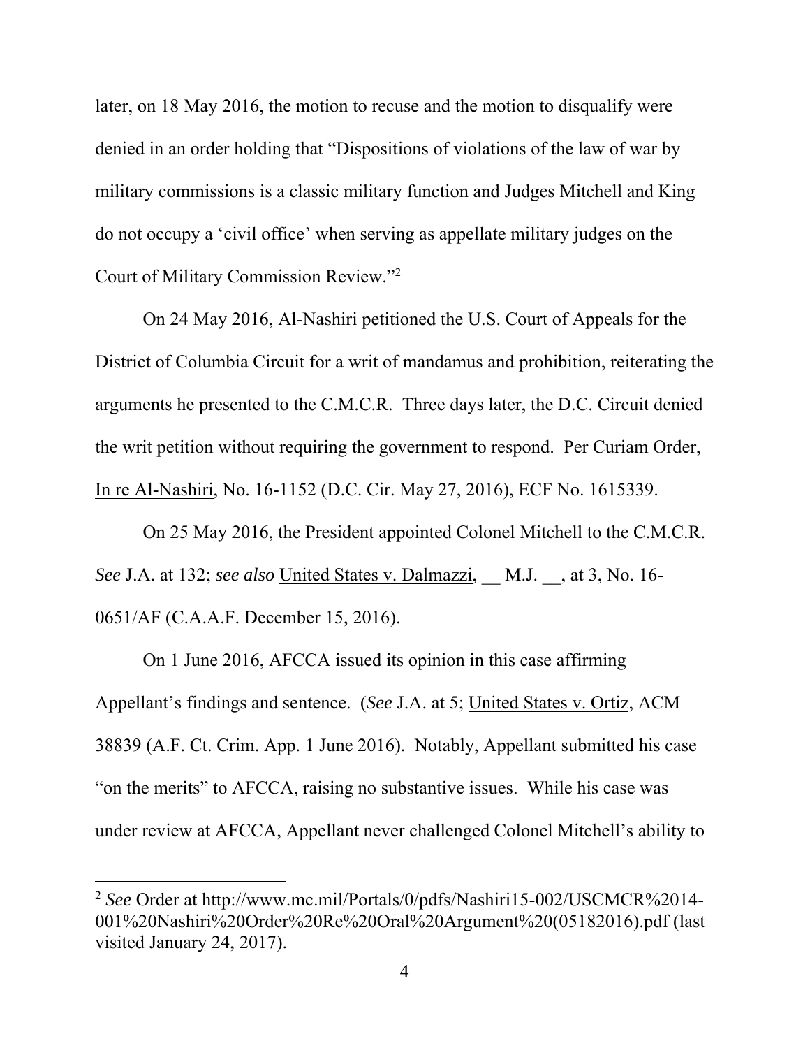later, on 18 May 2016, the motion to recuse and the motion to disqualify were denied in an order holding that "Dispositions of violations of the law of war by military commissions is a classic military function and Judges Mitchell and King do not occupy a 'civil office' when serving as appellate military judges on the Court of Military Commission Review."[2]

On 24 May 2016, Al-Nashiri petitioned the U.S. Court of Appeals for the District of Columbia Circuit for a writ of mandamus and prohibition, reiterating the arguments he presented to the C.M.C.R. Three days later, the D.C. Circuit denied the writ petition without requiring the government to respond. Per Curiam Order, In re Al-Nashiri, No. 16-1152 (D.C. Cir. May 27, 2016), ECF No. 1615339.

On 25 May 2016, the President appointed Colonel Mitchell to the C.M.C.R. *See* J.A. at 132; *see also* United States v. Dalmazzi, __ M.J. __, at 3, No. 16-0651/AF (C.A.A.F. December 15, 2016).

On 1 June 2016, AFCCA issued its opinion in this case affirming Appellant's findings and sentence. (*See* J.A. at 5; United States v. Ortiz, ACM 38839 (A.F. Ct. Crim. App. 1 June 2016). Notably, Appellant submitted his case "on the merits" to AFCCA, raising no substantive issues. While his case was under review at AFCCA, Appellant never challenged Colonel Mitchell's ability to

---

[2] *See* Order at http://www.mc.mil/Portals/0/pdfs/Nashiri15-002/USCMCR%2014-001%20Nashiri%20Order%20Re%20Oral%20Argument%20(05182016).pdf (last visited January 24, 2017).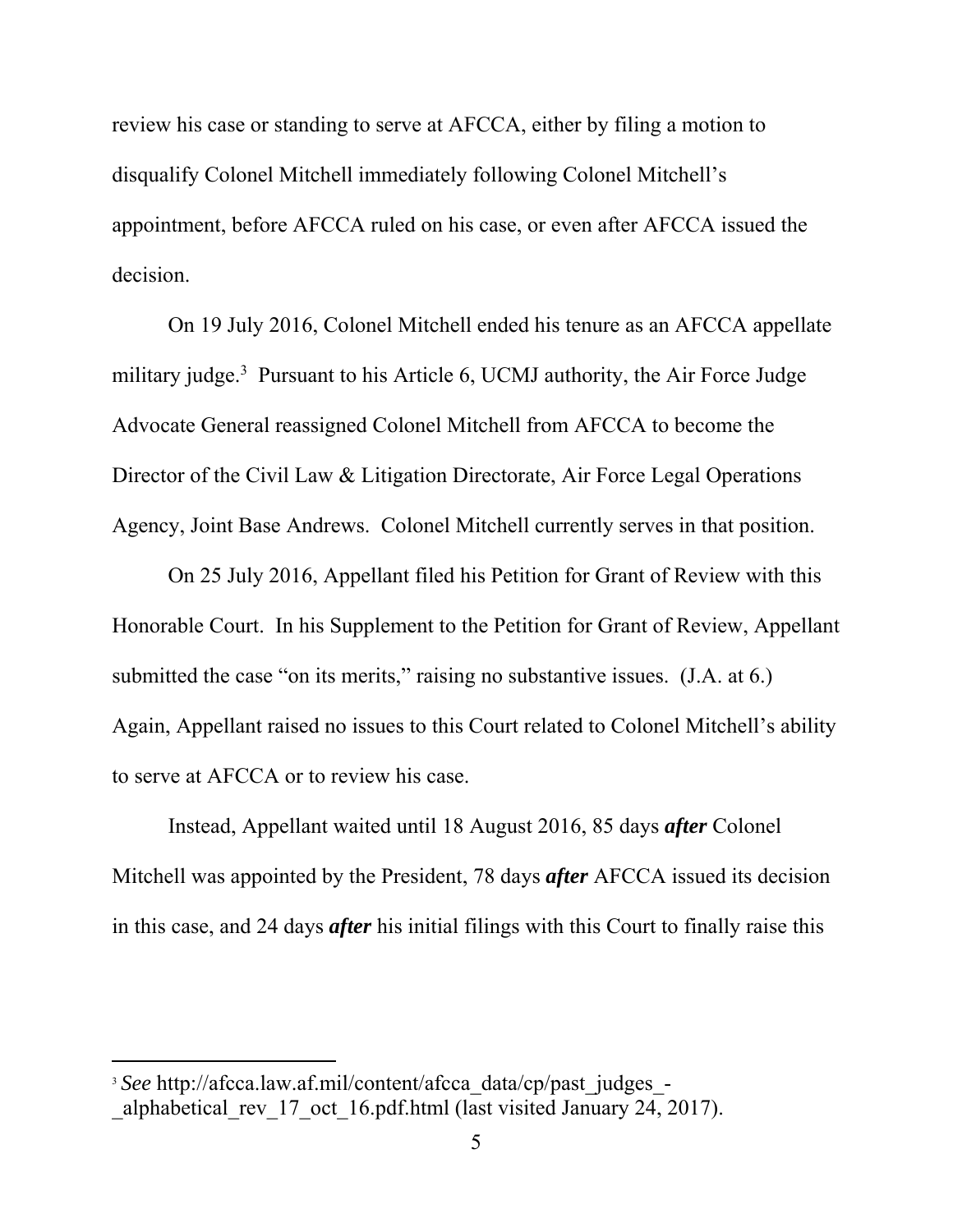review his case or standing to serve at AFCCA, either by filing a motion to disqualify Colonel Mitchell immediately following Colonel Mitchell's appointment, before AFCCA ruled on his case, or even after AFCCA issued the decision.

On 19 July 2016, Colonel Mitchell ended his tenure as an AFCCA appellate military judge.[3] Pursuant to his Article 6, UCMJ authority, the Air Force Judge Advocate General reassigned Colonel Mitchell from AFCCA to become the Director of the Civil Law & Litigation Directorate, Air Force Legal Operations Agency, Joint Base Andrews. Colonel Mitchell currently serves in that position.

On 25 July 2016, Appellant filed his Petition for Grant of Review with this Honorable Court. In his Supplement to the Petition for Grant of Review, Appellant submitted the case "on its merits," raising no substantive issues. (J.A. at 6.) Again, Appellant raised no issues to this Court related to Colonel Mitchell's ability to serve at AFCCA or to review his case.

Instead, Appellant waited until 18 August 2016, 85 days ***after*** Colonel Mitchell was appointed by the President, 78 days ***after*** AFCCA issued its decision in this case, and 24 days ***after*** his initial filings with this Court to finally raise this

---

[3] *See* http://afcca.law.af.mil/content/afcca_data/cp/past_judges_-_alphabetical_rev_17_oct_16.pdf.html (last visited January 24, 2017).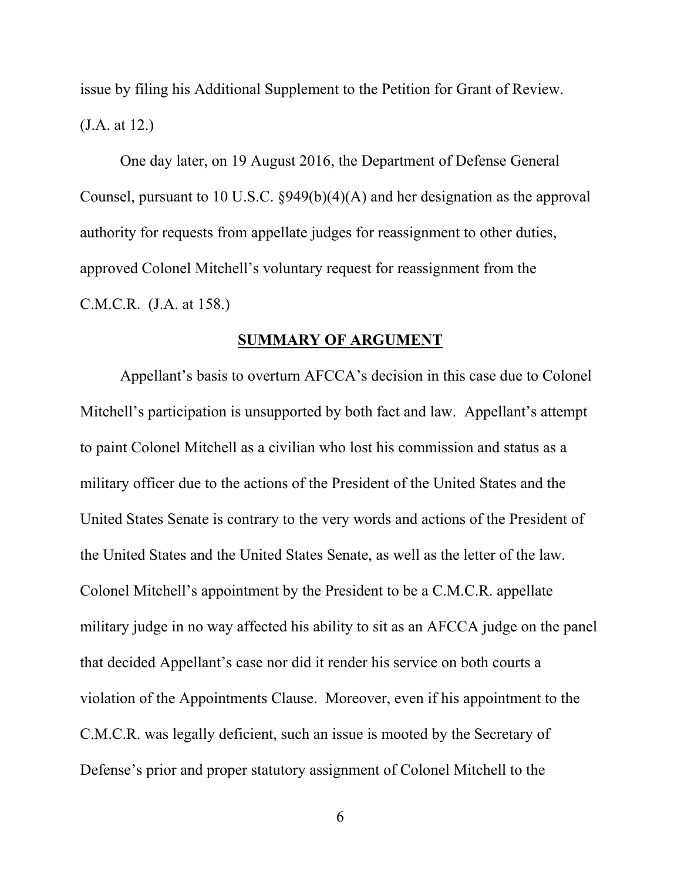issue by filing his Additional Supplement to the Petition for Grant of Review. (J.A. at 12.)

One day later, on 19 August 2016, the Department of Defense General Counsel, pursuant to 10 U.S.C. §949(b)(4)(A) and her designation as the approval authority for requests from appellate judges for reassignment to other duties, approved Colonel Mitchell's voluntary request for reassignment from the C.M.C.R. (J.A. at 158.)

## SUMMARY OF ARGUMENT

Appellant's basis to overturn AFCCA's decision in this case due to Colonel Mitchell's participation is unsupported by both fact and law. Appellant's attempt to paint Colonel Mitchell as a civilian who lost his commission and status as a military officer due to the actions of the President of the United States and the United States Senate is contrary to the very words and actions of the President of the United States and the United States Senate, as well as the letter of the law. Colonel Mitchell's appointment by the President to be a C.M.C.R. appellate military judge in no way affected his ability to sit as an AFCCA judge on the panel that decided Appellant's case nor did it render his service on both courts a violation of the Appointments Clause. Moreover, even if his appointment to the C.M.C.R. was legally deficient, such an issue is mooted by the Secretary of Defense's prior and proper statutory assignment of Colonel Mitchell to the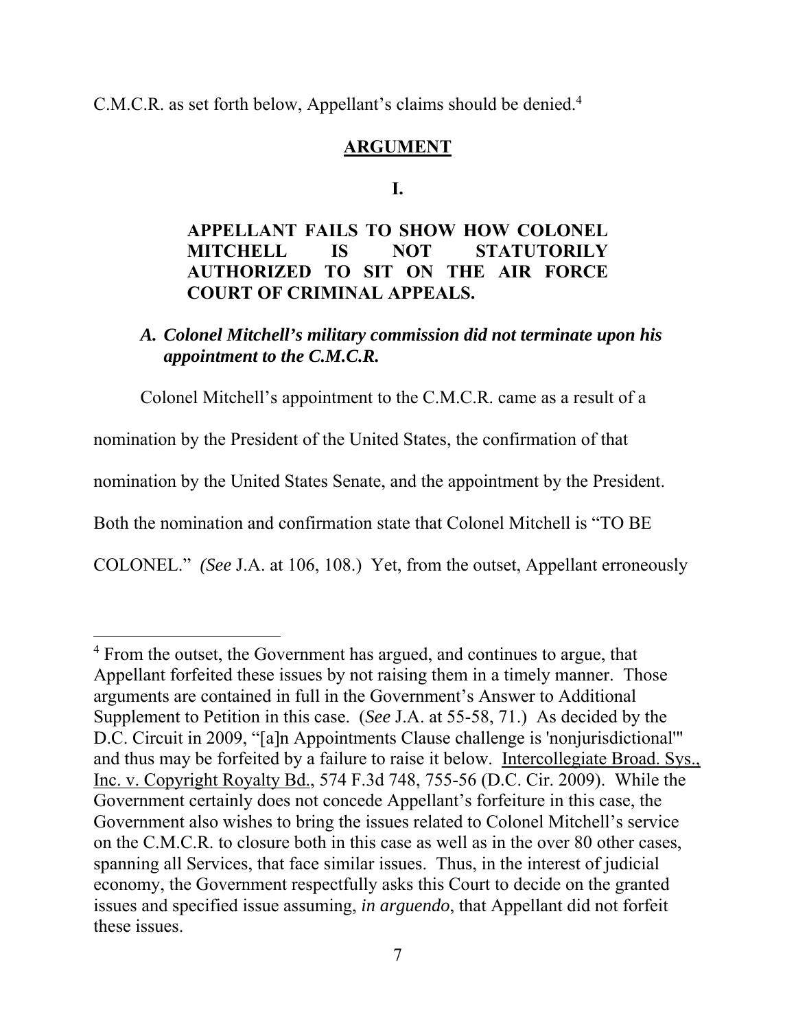C.M.C.R. as set forth below, Appellant's claims should be denied.[4]

## ARGUMENT

### I.

**APPELLANT FAILS TO SHOW HOW COLONEL MITCHELL IS NOT STATUTORILY AUTHORIZED TO SIT ON THE AIR FORCE COURT OF CRIMINAL APPEALS.**

***A. Colonel Mitchell's military commission did not terminate upon his appointment to the C.M.C.R.***

Colonel Mitchell's appointment to the C.M.C.R. came as a result of a nomination by the President of the United States, the confirmation of that nomination by the United States Senate, and the appointment by the President. Both the nomination and confirmation state that Colonel Mitchell is "TO BE COLONEL." *(See* J.A. at 106, 108.) Yet, from the outset, Appellant erroneously

---

[4] From the outset, the Government has argued, and continues to argue, that Appellant forfeited these issues by not raising them in a timely manner. Those arguments are contained in full in the Government's Answer to Additional Supplement to Petition in this case. (*See* J.A. at 55-58, 71.) As decided by the D.C. Circuit in 2009, "[a]n Appointments Clause challenge is 'nonjurisdictional'" and thus may be forfeited by a failure to raise it below. Intercollegiate Broad. Sys., Inc. v. Copyright Royalty Bd., 574 F.3d 748, 755-56 (D.C. Cir. 2009). While the Government certainly does not concede Appellant's forfeiture in this case, the Government also wishes to bring the issues related to Colonel Mitchell's service on the C.M.C.R. to closure both in this case as well as in the over 80 other cases, spanning all Services, that face similar issues. Thus, in the interest of judicial economy, the Government respectfully asks this Court to decide on the granted issues and specified issue assuming, *in arguendo*, that Appellant did not forfeit these issues.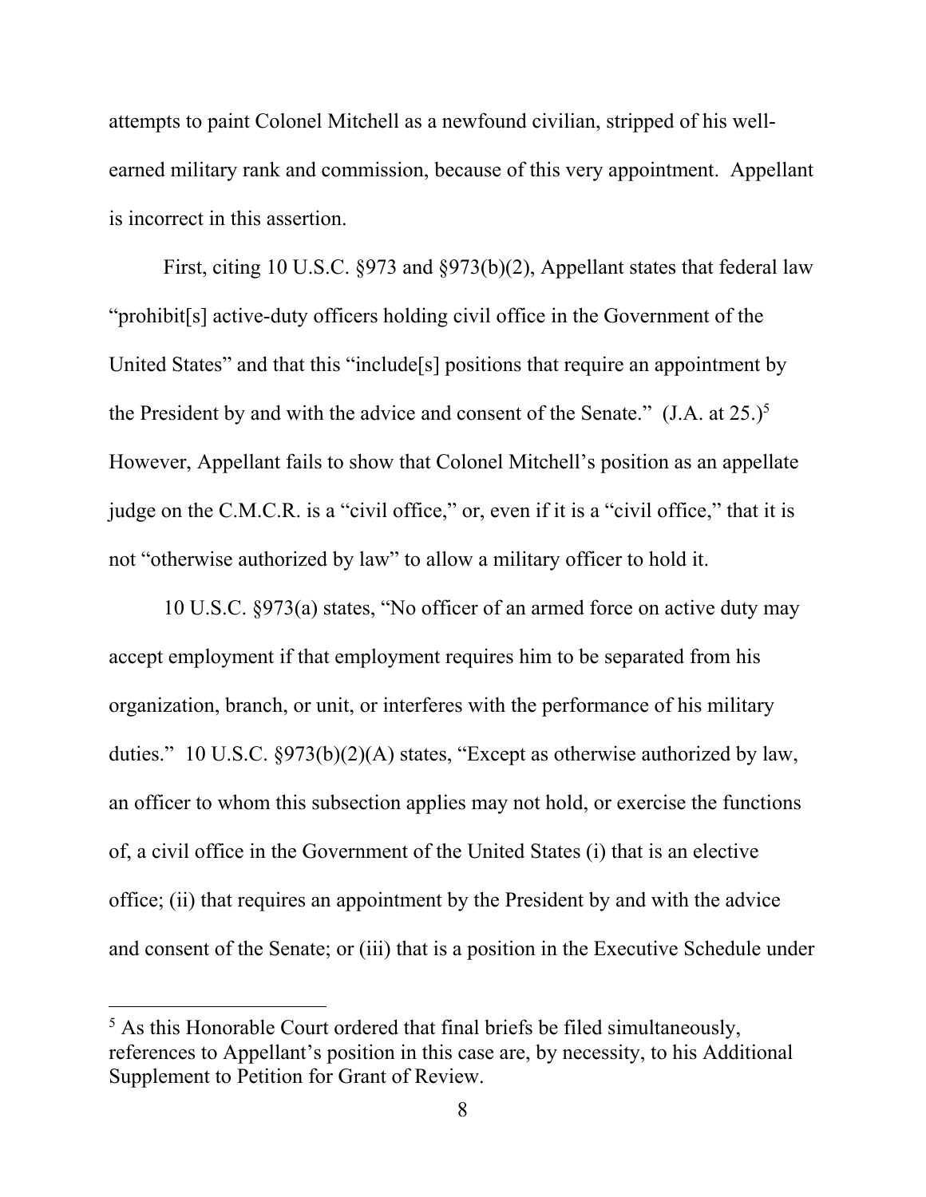attempts to paint Colonel Mitchell as a newfound civilian, stripped of his well-earned military rank and commission, because of this very appointment. Appellant is incorrect in this assertion.

First, citing 10 U.S.C. §973 and §973(b)(2), Appellant states that federal law "prohibit[s] active-duty officers holding civil office in the Government of the United States" and that this "include[s] positions that require an appointment by the President by and with the advice and consent of the Senate." (J.A. at 25.)[5] However, Appellant fails to show that Colonel Mitchell's position as an appellate judge on the C.M.C.R. is a "civil office," or, even if it is a "civil office," that it is not "otherwise authorized by law" to allow a military officer to hold it.

10 U.S.C. §973(a) states, "No officer of an armed force on active duty may accept employment if that employment requires him to be separated from his organization, branch, or unit, or interferes with the performance of his military duties." 10 U.S.C. §973(b)(2)(A) states, "Except as otherwise authorized by law, an officer to whom this subsection applies may not hold, or exercise the functions of, a civil office in the Government of the United States (i) that is an elective office; (ii) that requires an appointment by the President by and with the advice and consent of the Senate; or (iii) that is a position in the Executive Schedule under

---

[5] As this Honorable Court ordered that final briefs be filed simultaneously, references to Appellant's position in this case are, by necessity, to his Additional Supplement to Petition for Grant of Review.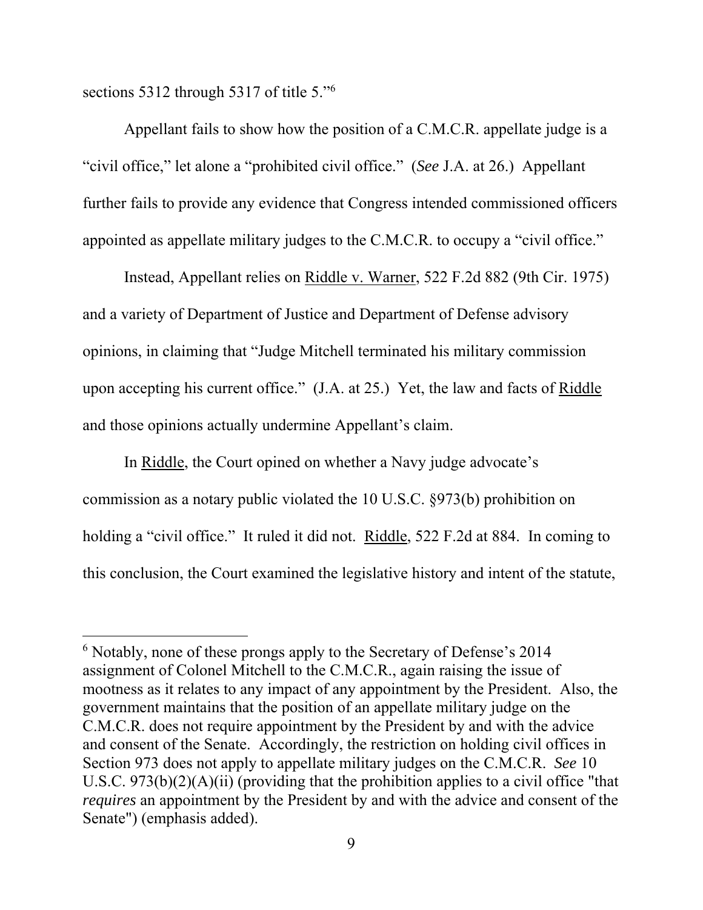sections 5312 through 5317 of title 5."[6]

Appellant fails to show how the position of a C.M.C.R. appellate judge is a "civil office," let alone a "prohibited civil office." (*See* J.A. at 26.) Appellant further fails to provide any evidence that Congress intended commissioned officers appointed as appellate military judges to the C.M.C.R. to occupy a "civil office."

Instead, Appellant relies on Riddle v. Warner, 522 F.2d 882 (9th Cir. 1975) and a variety of Department of Justice and Department of Defense advisory opinions, in claiming that "Judge Mitchell terminated his military commission upon accepting his current office." (J.A. at 25.) Yet, the law and facts of Riddle and those opinions actually undermine Appellant's claim.

In Riddle, the Court opined on whether a Navy judge advocate's commission as a notary public violated the 10 U.S.C. §973(b) prohibition on holding a "civil office." It ruled it did not. Riddle, 522 F.2d at 884. In coming to this conclusion, the Court examined the legislative history and intent of the statute,

---

[6] Notably, none of these prongs apply to the Secretary of Defense's 2014 assignment of Colonel Mitchell to the C.M.C.R., again raising the issue of mootness as it relates to any impact of any appointment by the President. Also, the government maintains that the position of an appellate military judge on the C.M.C.R. does not require appointment by the President by and with the advice and consent of the Senate. Accordingly, the restriction on holding civil offices in Section 973 does not apply to appellate military judges on the C.M.C.R. *See* 10 U.S.C. 973(b)(2)(A)(ii) (providing that the prohibition applies to a civil office "that *requires* an appointment by the President by and with the advice and consent of the Senate") (emphasis added).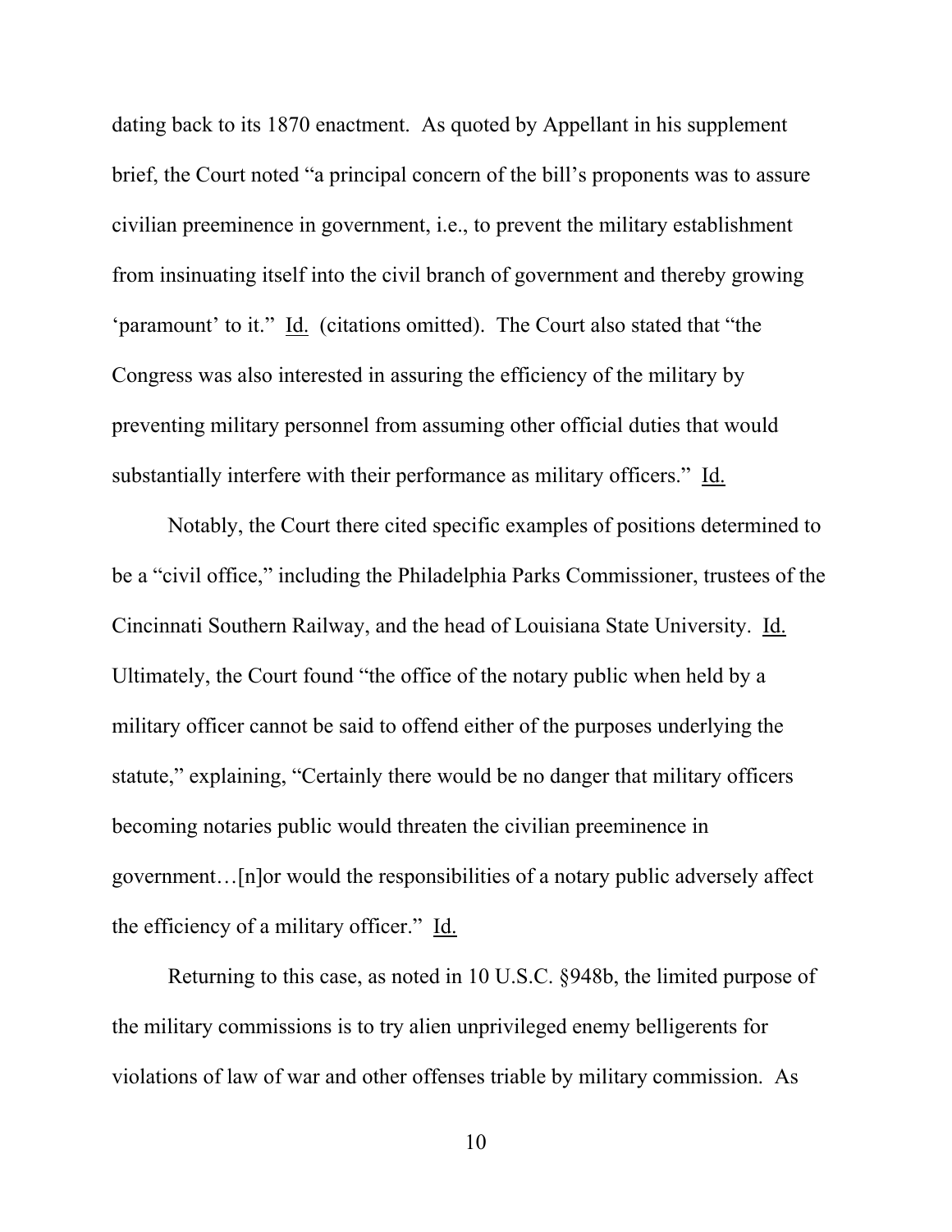dating back to its 1870 enactment. As quoted by Appellant in his supplement brief, the Court noted "a principal concern of the bill's proponents was to assure civilian preeminence in government, i.e., to prevent the military establishment from insinuating itself into the civil branch of government and thereby growing 'paramount' to it." Id. (citations omitted). The Court also stated that "the Congress was also interested in assuring the efficiency of the military by preventing military personnel from assuming other official duties that would substantially interfere with their performance as military officers." Id.

Notably, the Court there cited specific examples of positions determined to be a "civil office," including the Philadelphia Parks Commissioner, trustees of the Cincinnati Southern Railway, and the head of Louisiana State University. Id. Ultimately, the Court found "the office of the notary public when held by a military officer cannot be said to offend either of the purposes underlying the statute," explaining, "Certainly there would be no danger that military officers becoming notaries public would threaten the civilian preeminence in government…[n]or would the responsibilities of a notary public adversely affect the efficiency of a military officer." Id.

Returning to this case, as noted in 10 U.S.C. §948b, the limited purpose of the military commissions is to try alien unprivileged enemy belligerents for violations of law of war and other offenses triable by military commission. As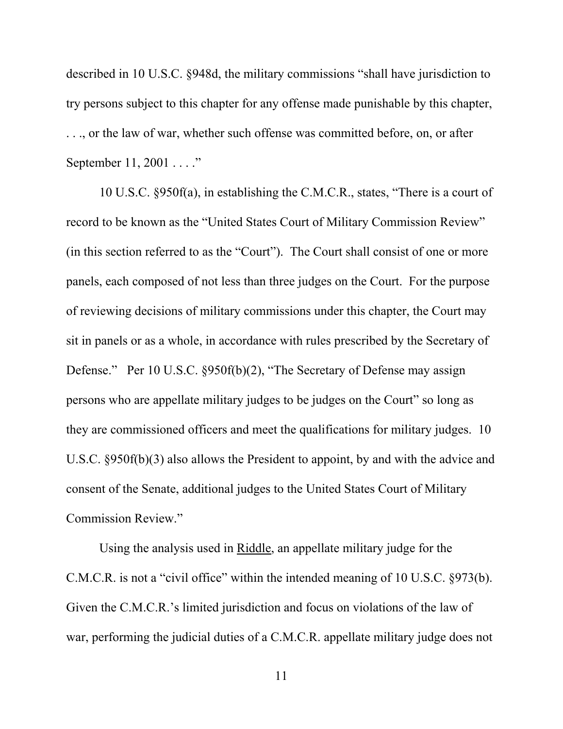described in 10 U.S.C. §948d, the military commissions "shall have jurisdiction to try persons subject to this chapter for any offense made punishable by this chapter, . . ., or the law of war, whether such offense was committed before, on, or after September 11, 2001 . . . ."

10 U.S.C. §950f(a), in establishing the C.M.C.R., states, "There is a court of record to be known as the "United States Court of Military Commission Review" (in this section referred to as the "Court"). The Court shall consist of one or more panels, each composed of not less than three judges on the Court. For the purpose of reviewing decisions of military commissions under this chapter, the Court may sit in panels or as a whole, in accordance with rules prescribed by the Secretary of Defense." Per 10 U.S.C. §950f(b)(2), "The Secretary of Defense may assign persons who are appellate military judges to be judges on the Court" so long as they are commissioned officers and meet the qualifications for military judges. 10 U.S.C. §950f(b)(3) also allows the President to appoint, by and with the advice and consent of the Senate, additional judges to the United States Court of Military Commission Review."

Using the analysis used in Riddle, an appellate military judge for the C.M.C.R. is not a "civil office" within the intended meaning of 10 U.S.C. §973(b). Given the C.M.C.R.'s limited jurisdiction and focus on violations of the law of war, performing the judicial duties of a C.M.C.R. appellate military judge does not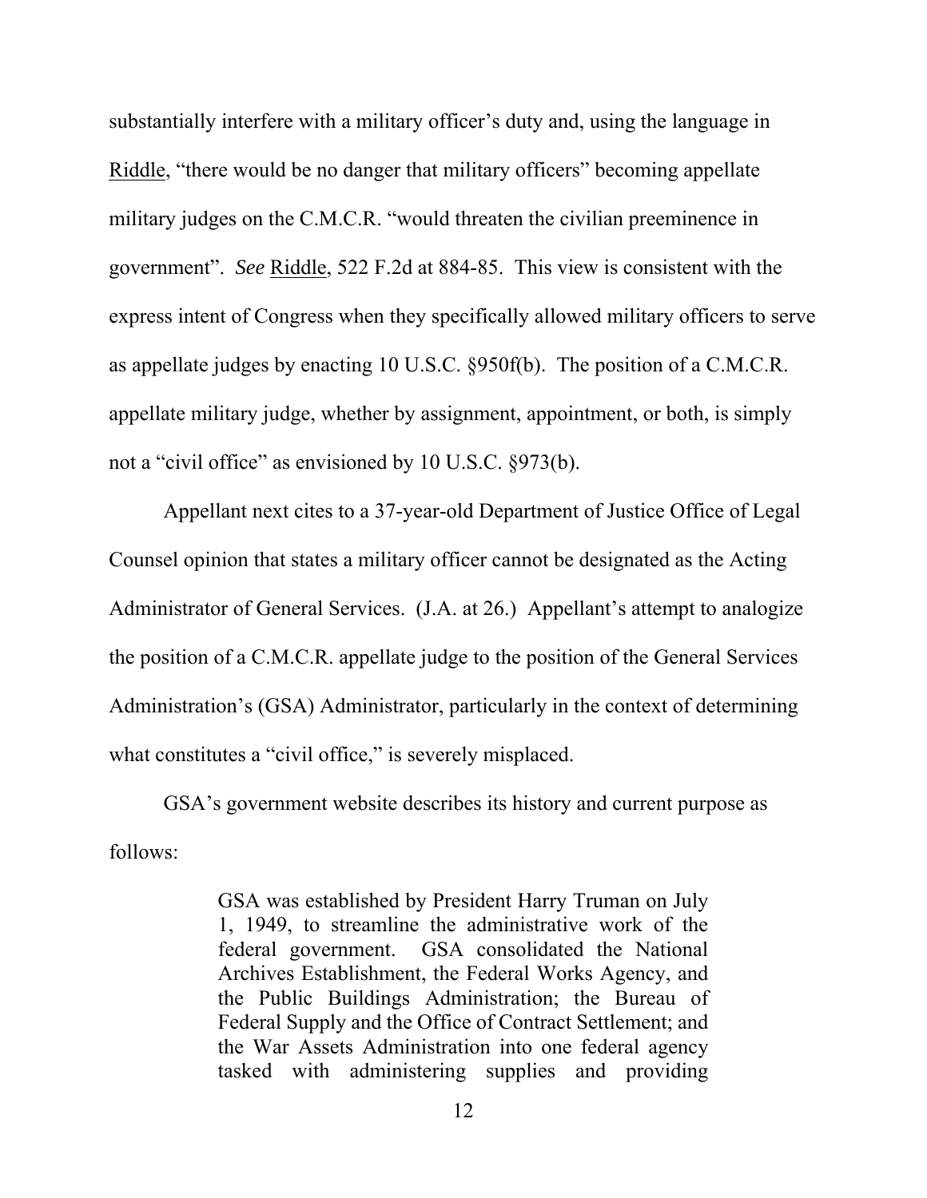substantially interfere with a military officer's duty and, using the language in Riddle, "there would be no danger that military officers" becoming appellate military judges on the C.M.C.R. "would threaten the civilian preeminence in government". *See* Riddle, 522 F.2d at 884-85. This view is consistent with the express intent of Congress when they specifically allowed military officers to serve as appellate judges by enacting 10 U.S.C. §950f(b). The position of a C.M.C.R. appellate military judge, whether by assignment, appointment, or both, is simply not a "civil office" as envisioned by 10 U.S.C. §973(b).

Appellant next cites to a 37-year-old Department of Justice Office of Legal Counsel opinion that states a military officer cannot be designated as the Acting Administrator of General Services. (J.A. at 26.) Appellant's attempt to analogize the position of a C.M.C.R. appellate judge to the position of the General Services Administration's (GSA) Administrator, particularly in the context of determining what constitutes a "civil office," is severely misplaced.

GSA's government website describes its history and current purpose as follows:

> GSA was established by President Harry Truman on July 1, 1949, to streamline the administrative work of the federal government. GSA consolidated the National Archives Establishment, the Federal Works Agency, and the Public Buildings Administration; the Bureau of Federal Supply and the Office of Contract Settlement; and the War Assets Administration into one federal agency tasked with administering supplies and providing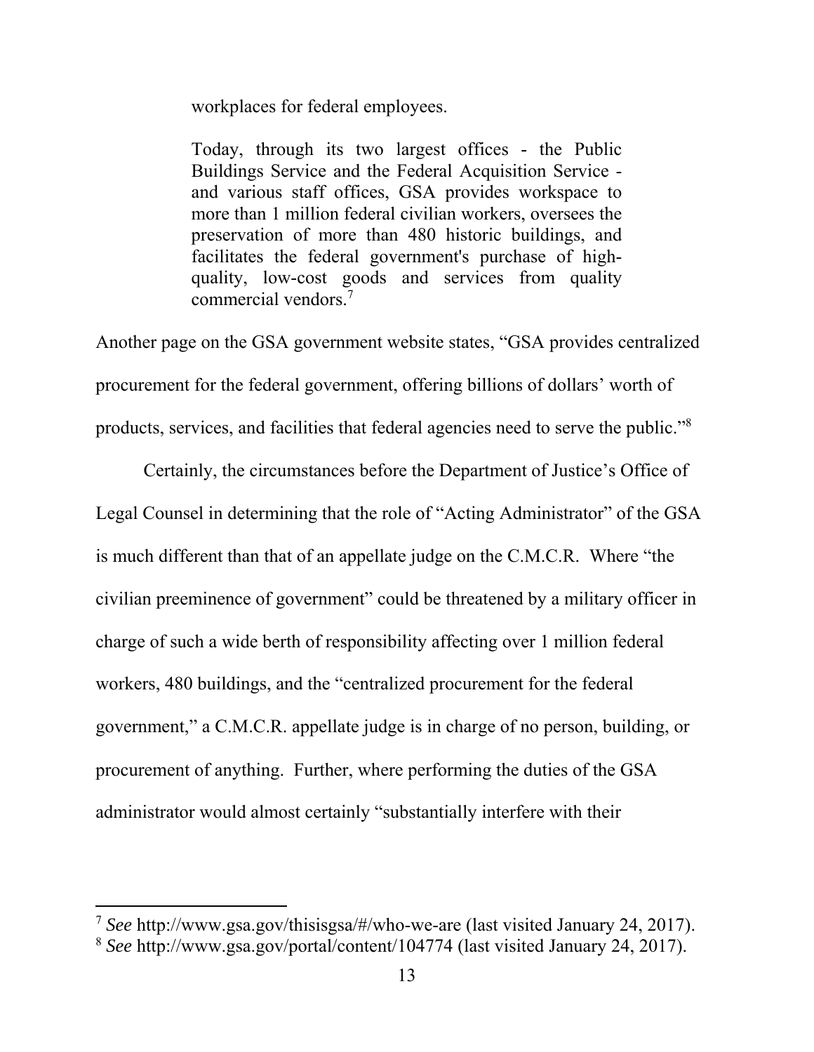> workplaces for federal employees.
>
> Today, through its two largest offices - the Public Buildings Service and the Federal Acquisition Service - and various staff offices, GSA provides workspace to more than 1 million federal civilian workers, oversees the preservation of more than 480 historic buildings, and facilitates the federal government's purchase of high-quality, low-cost goods and services from quality commercial vendors.[7]

Another page on the GSA government website states, "GSA provides centralized procurement for the federal government, offering billions of dollars' worth of products, services, and facilities that federal agencies need to serve the public."[8]

Certainly, the circumstances before the Department of Justice's Office of Legal Counsel in determining that the role of "Acting Administrator" of the GSA is much different than that of an appellate judge on the C.M.C.R. Where "the civilian preeminence of government" could be threatened by a military officer in charge of such a wide berth of responsibility affecting over 1 million federal workers, 480 buildings, and the "centralized procurement for the federal government," a C.M.C.R. appellate judge is in charge of no person, building, or procurement of anything. Further, where performing the duties of the GSA administrator would almost certainly "substantially interfere with their

---

[7] *See* http://www.gsa.gov/thisisgsa/#/who-we-are (last visited January 24, 2017).

[8] *See* http://www.gsa.gov/portal/content/104774 (last visited January 24, 2017).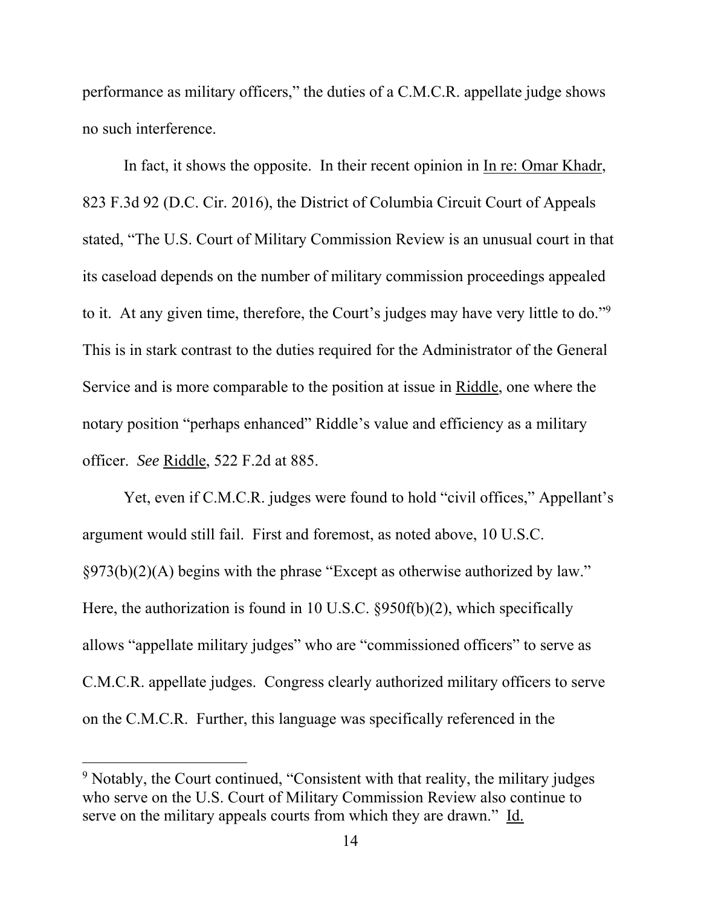performance as military officers," the duties of a C.M.C.R. appellate judge shows no such interference.

In fact, it shows the opposite. In their recent opinion in In re: Omar Khadr, 823 F.3d 92 (D.C. Cir. 2016), the District of Columbia Circuit Court of Appeals stated, "The U.S. Court of Military Commission Review is an unusual court in that its caseload depends on the number of military commission proceedings appealed to it. At any given time, therefore, the Court's judges may have very little to do."[9] This is in stark contrast to the duties required for the Administrator of the General Service and is more comparable to the position at issue in Riddle, one where the notary position "perhaps enhanced" Riddle's value and efficiency as a military officer. *See* Riddle, 522 F.2d at 885.

Yet, even if C.M.C.R. judges were found to hold "civil offices," Appellant's argument would still fail. First and foremost, as noted above, 10 U.S.C. §973(b)(2)(A) begins with the phrase "Except as otherwise authorized by law." Here, the authorization is found in 10 U.S.C. §950f(b)(2), which specifically allows "appellate military judges" who are "commissioned officers" to serve as C.M.C.R. appellate judges. Congress clearly authorized military officers to serve on the C.M.C.R. Further, this language was specifically referenced in the

---

[9] Notably, the Court continued, "Consistent with that reality, the military judges who serve on the U.S. Court of Military Commission Review also continue to serve on the military appeals courts from which they are drawn." Id.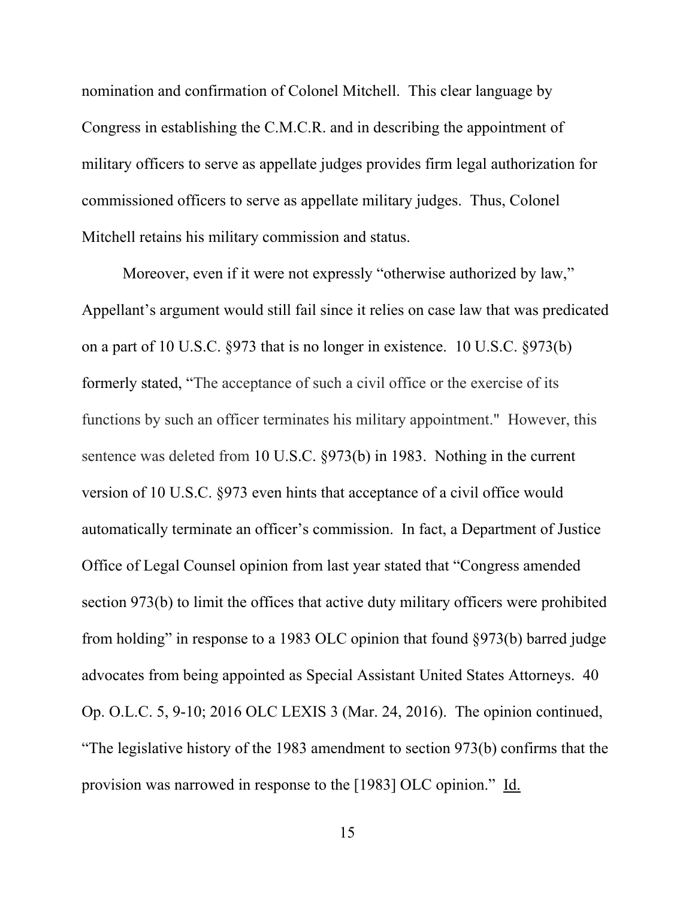nomination and confirmation of Colonel Mitchell. This clear language by Congress in establishing the C.M.C.R. and in describing the appointment of military officers to serve as appellate judges provides firm legal authorization for commissioned officers to serve as appellate military judges. Thus, Colonel Mitchell retains his military commission and status.

Moreover, even if it were not expressly "otherwise authorized by law," Appellant's argument would still fail since it relies on case law that was predicated on a part of 10 U.S.C. §973 that is no longer in existence. 10 U.S.C. §973(b) formerly stated, "The acceptance of such a civil office or the exercise of its functions by such an officer terminates his military appointment." However, this sentence was deleted from 10 U.S.C. §973(b) in 1983. Nothing in the current version of 10 U.S.C. §973 even hints that acceptance of a civil office would automatically terminate an officer's commission. In fact, a Department of Justice Office of Legal Counsel opinion from last year stated that "Congress amended section 973(b) to limit the offices that active duty military officers were prohibited from holding" in response to a 1983 OLC opinion that found §973(b) barred judge advocates from being appointed as Special Assistant United States Attorneys. 40 Op. O.L.C. 5, 9-10; 2016 OLC LEXIS 3 (Mar. 24, 2016). The opinion continued, "The legislative history of the 1983 amendment to section 973(b) confirms that the provision was narrowed in response to the [1983] OLC opinion." Id.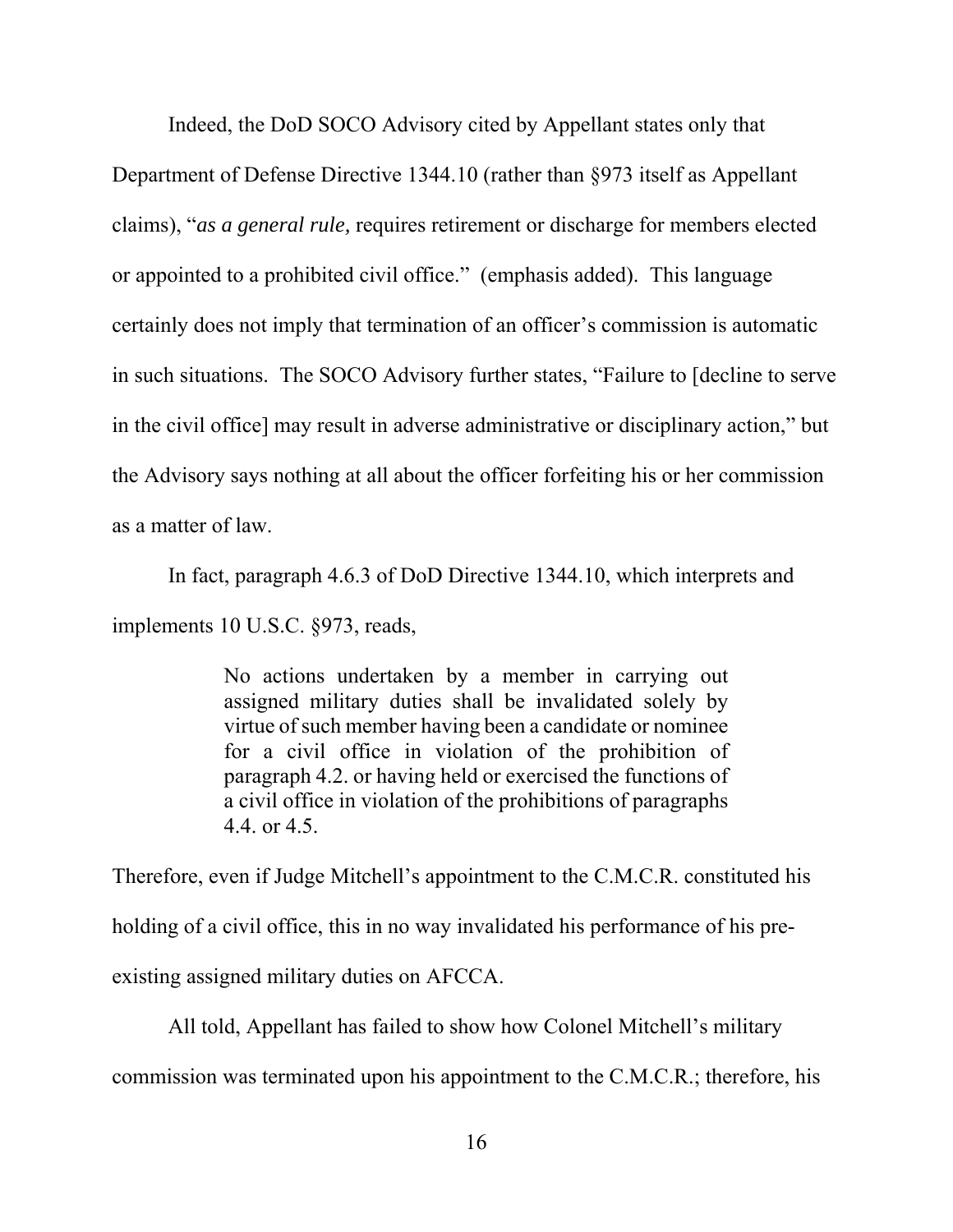Indeed, the DoD SOCO Advisory cited by Appellant states only that Department of Defense Directive 1344.10 (rather than §973 itself as Appellant claims), "*as a general rule,* requires retirement or discharge for members elected or appointed to a prohibited civil office." (emphasis added). This language certainly does not imply that termination of an officer's commission is automatic in such situations. The SOCO Advisory further states, "Failure to [decline to serve in the civil office] may result in adverse administrative or disciplinary action," but the Advisory says nothing at all about the officer forfeiting his or her commission as a matter of law.

In fact, paragraph 4.6.3 of DoD Directive 1344.10, which interprets and implements 10 U.S.C. §973, reads,

> No actions undertaken by a member in carrying out assigned military duties shall be invalidated solely by virtue of such member having been a candidate or nominee for a civil office in violation of the prohibition of paragraph 4.2. or having held or exercised the functions of a civil office in violation of the prohibitions of paragraphs 4.4. or 4.5.

Therefore, even if Judge Mitchell's appointment to the C.M.C.R. constituted his holding of a civil office, this in no way invalidated his performance of his pre-existing assigned military duties on AFCCA.

All told, Appellant has failed to show how Colonel Mitchell's military commission was terminated upon his appointment to the C.M.C.R.; therefore, his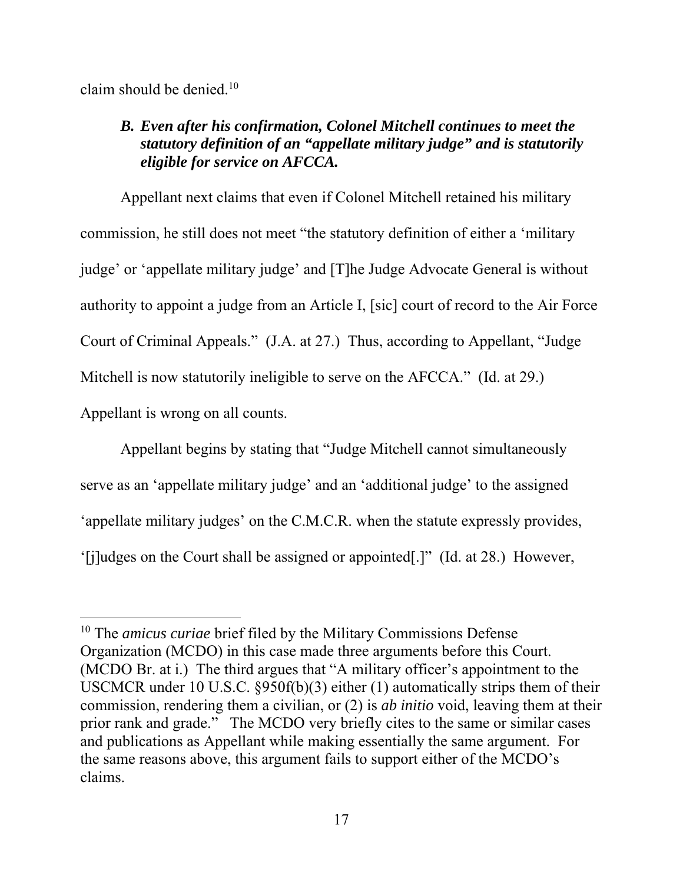claim should be denied.[10]

### *B. Even after his confirmation, Colonel Mitchell continues to meet the statutory definition of an "appellate military judge" and is statutorily eligible for service on AFCCA.*

Appellant next claims that even if Colonel Mitchell retained his military commission, he still does not meet "the statutory definition of either a 'military judge' or 'appellate military judge' and [T]he Judge Advocate General is without authority to appoint a judge from an Article I, [sic] court of record to the Air Force Court of Criminal Appeals." (J.A. at 27.) Thus, according to Appellant, "Judge Mitchell is now statutorily ineligible to serve on the AFCCA." (Id. at 29.) Appellant is wrong on all counts.

Appellant begins by stating that "Judge Mitchell cannot simultaneously serve as an 'appellate military judge' and an 'additional judge' to the assigned 'appellate military judges' on the C.M.C.R. when the statute expressly provides, '[j]udges on the Court shall be assigned or appointed[.]" (Id. at 28.) However,

---

[10] The *amicus curiae* brief filed by the Military Commissions Defense Organization (MCDO) in this case made three arguments before this Court. (MCDO Br. at i.) The third argues that "A military officer's appointment to the USCMCR under 10 U.S.C. §950f(b)(3) either (1) automatically strips them of their commission, rendering them a civilian, or (2) is *ab initio* void, leaving them at their prior rank and grade." The MCDO very briefly cites to the same or similar cases and publications as Appellant while making essentially the same argument. For the same reasons above, this argument fails to support either of the MCDO's claims.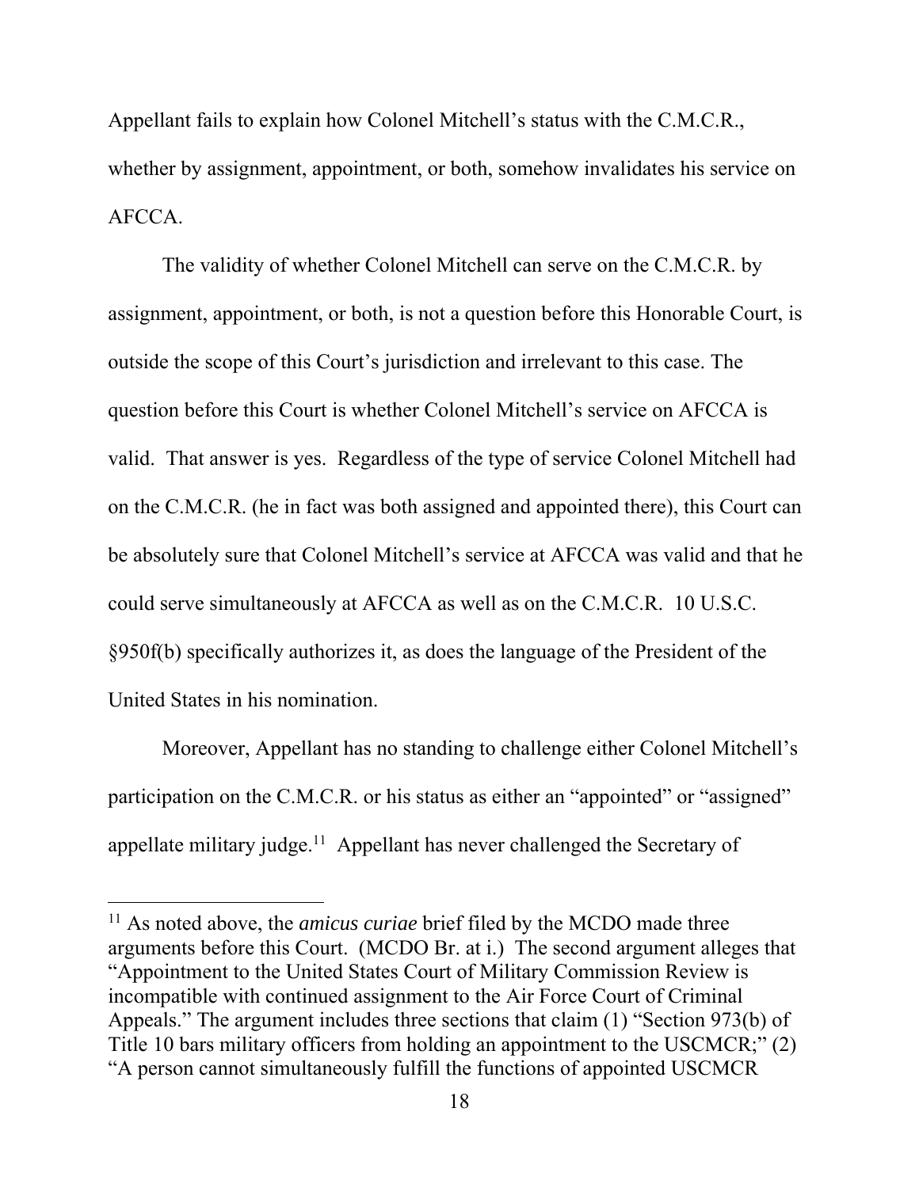Appellant fails to explain how Colonel Mitchell's status with the C.M.C.R., whether by assignment, appointment, or both, somehow invalidates his service on AFCCA.

The validity of whether Colonel Mitchell can serve on the C.M.C.R. by assignment, appointment, or both, is not a question before this Honorable Court, is outside the scope of this Court's jurisdiction and irrelevant to this case. The question before this Court is whether Colonel Mitchell's service on AFCCA is valid. That answer is yes. Regardless of the type of service Colonel Mitchell had on the C.M.C.R. (he in fact was both assigned and appointed there), this Court can be absolutely sure that Colonel Mitchell's service at AFCCA was valid and that he could serve simultaneously at AFCCA as well as on the C.M.C.R. 10 U.S.C. §950f(b) specifically authorizes it, as does the language of the President of the United States in his nomination.

Moreover, Appellant has no standing to challenge either Colonel Mitchell's participation on the C.M.C.R. or his status as either an "appointed" or "assigned" appellate military judge.[11] Appellant has never challenged the Secretary of

---

[11] As noted above, the *amicus curiae* brief filed by the MCDO made three arguments before this Court. (MCDO Br. at i.) The second argument alleges that "Appointment to the United States Court of Military Commission Review is incompatible with continued assignment to the Air Force Court of Criminal Appeals." The argument includes three sections that claim (1) "Section 973(b) of Title 10 bars military officers from holding an appointment to the USCMCR;" (2) "A person cannot simultaneously fulfill the functions of appointed USCMCR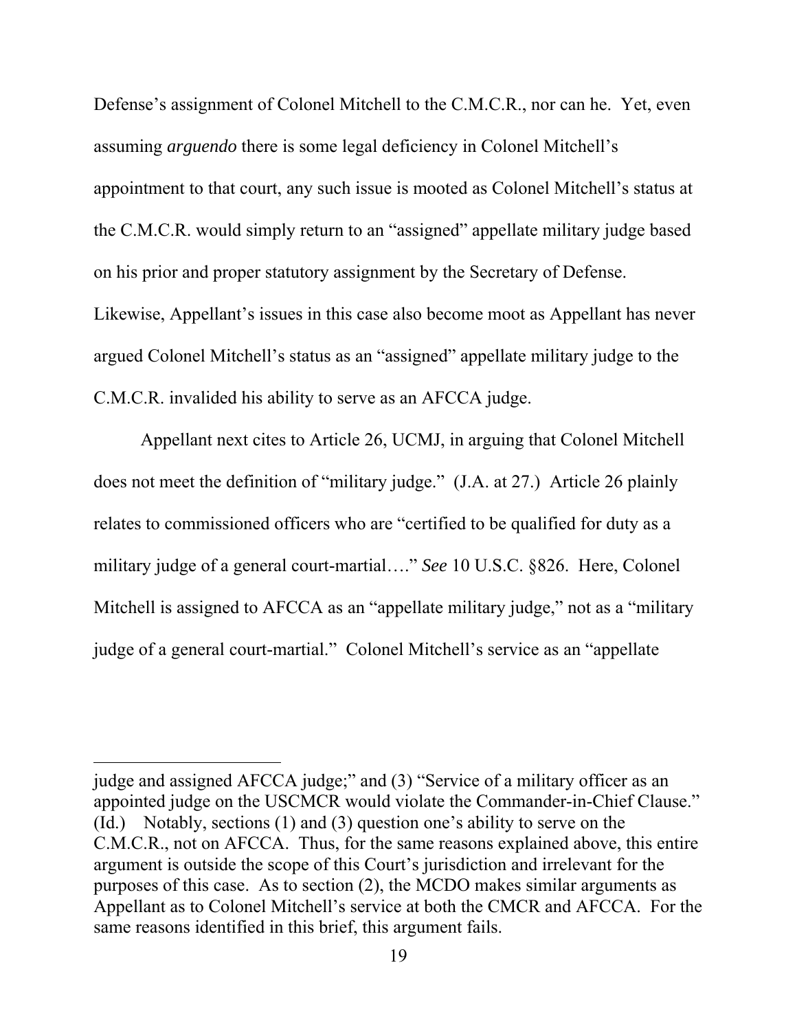Defense's assignment of Colonel Mitchell to the C.M.C.R., nor can he. Yet, even assuming *arguendo* there is some legal deficiency in Colonel Mitchell's appointment to that court, any such issue is mooted as Colonel Mitchell's status at the C.M.C.R. would simply return to an "assigned" appellate military judge based on his prior and proper statutory assignment by the Secretary of Defense. Likewise, Appellant's issues in this case also become moot as Appellant has never argued Colonel Mitchell's status as an "assigned" appellate military judge to the C.M.C.R. invalided his ability to serve as an AFCCA judge.

Appellant next cites to Article 26, UCMJ, in arguing that Colonel Mitchell does not meet the definition of "military judge." (J.A. at 27.) Article 26 plainly relates to commissioned officers who are "certified to be qualified for duty as a military judge of a general court-martial…." *See* 10 U.S.C. §826. Here, Colonel Mitchell is assigned to AFCCA as an "appellate military judge," not as a "military judge of a general court-martial." Colonel Mitchell's service as an "appellate

---

judge and assigned AFCCA judge;" and (3) "Service of a military officer as an appointed judge on the USCMCR would violate the Commander-in-Chief Clause." (Id.) Notably, sections (1) and (3) question one's ability to serve on the C.M.C.R., not on AFCCA. Thus, for the same reasons explained above, this entire argument is outside the scope of this Court's jurisdiction and irrelevant for the purposes of this case. As to section (2), the MCDO makes similar arguments as Appellant as to Colonel Mitchell's service at both the CMCR and AFCCA. For the same reasons identified in this brief, this argument fails.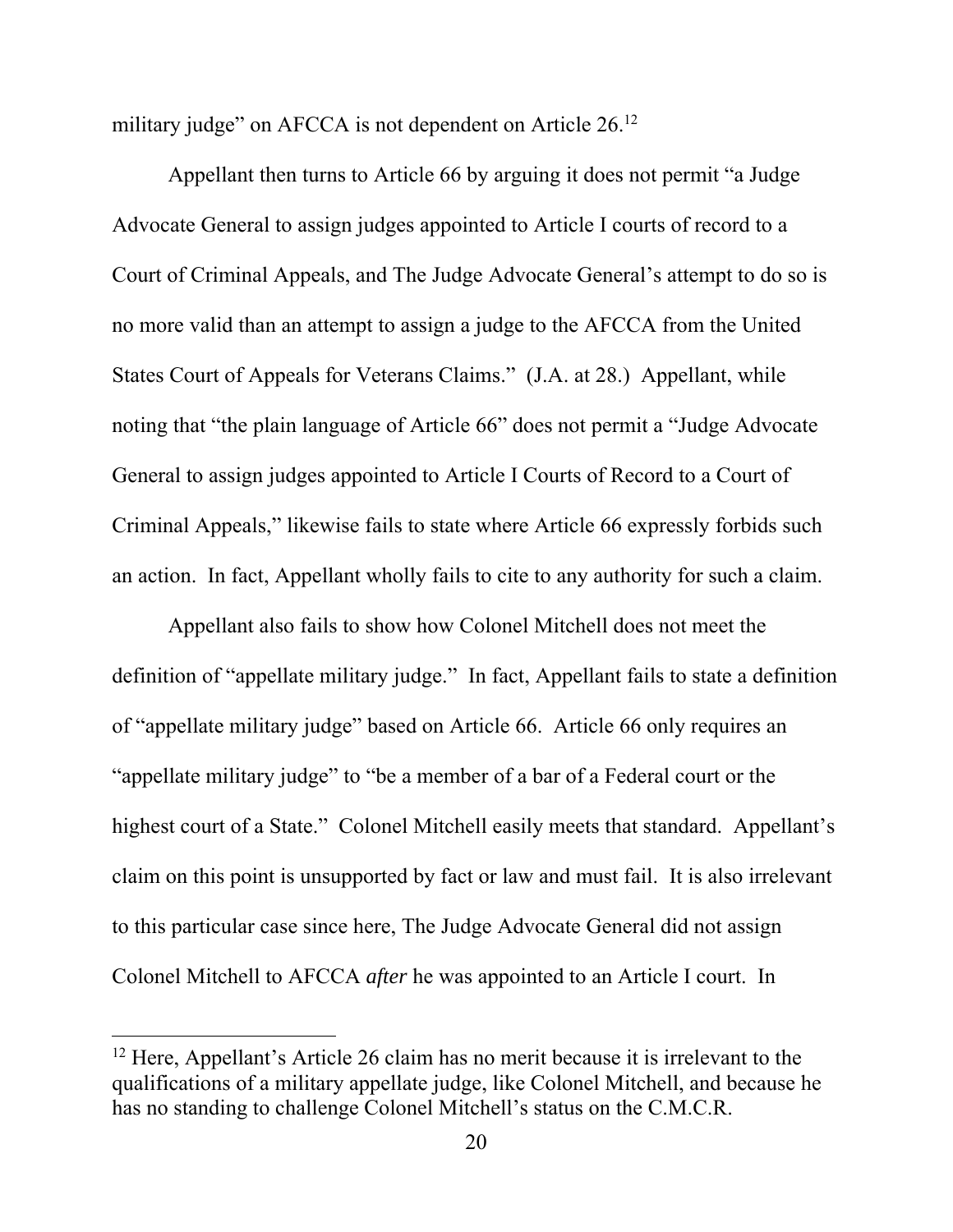military judge" on AFCCA is not dependent on Article 26.[12]

Appellant then turns to Article 66 by arguing it does not permit "a Judge Advocate General to assign judges appointed to Article I courts of record to a Court of Criminal Appeals, and The Judge Advocate General's attempt to do so is no more valid than an attempt to assign a judge to the AFCCA from the United States Court of Appeals for Veterans Claims." (J.A. at 28.) Appellant, while noting that "the plain language of Article 66" does not permit a "Judge Advocate General to assign judges appointed to Article I Courts of Record to a Court of Criminal Appeals," likewise fails to state where Article 66 expressly forbids such an action. In fact, Appellant wholly fails to cite to any authority for such a claim.

Appellant also fails to show how Colonel Mitchell does not meet the definition of "appellate military judge." In fact, Appellant fails to state a definition of "appellate military judge" based on Article 66. Article 66 only requires an "appellate military judge" to "be a member of a bar of a Federal court or the highest court of a State." Colonel Mitchell easily meets that standard. Appellant's claim on this point is unsupported by fact or law and must fail. It is also irrelevant to this particular case since here, The Judge Advocate General did not assign Colonel Mitchell to AFCCA *after* he was appointed to an Article I court. In

---

[12] Here, Appellant's Article 26 claim has no merit because it is irrelevant to the qualifications of a military appellate judge, like Colonel Mitchell, and because he has no standing to challenge Colonel Mitchell's status on the C.M.C.R.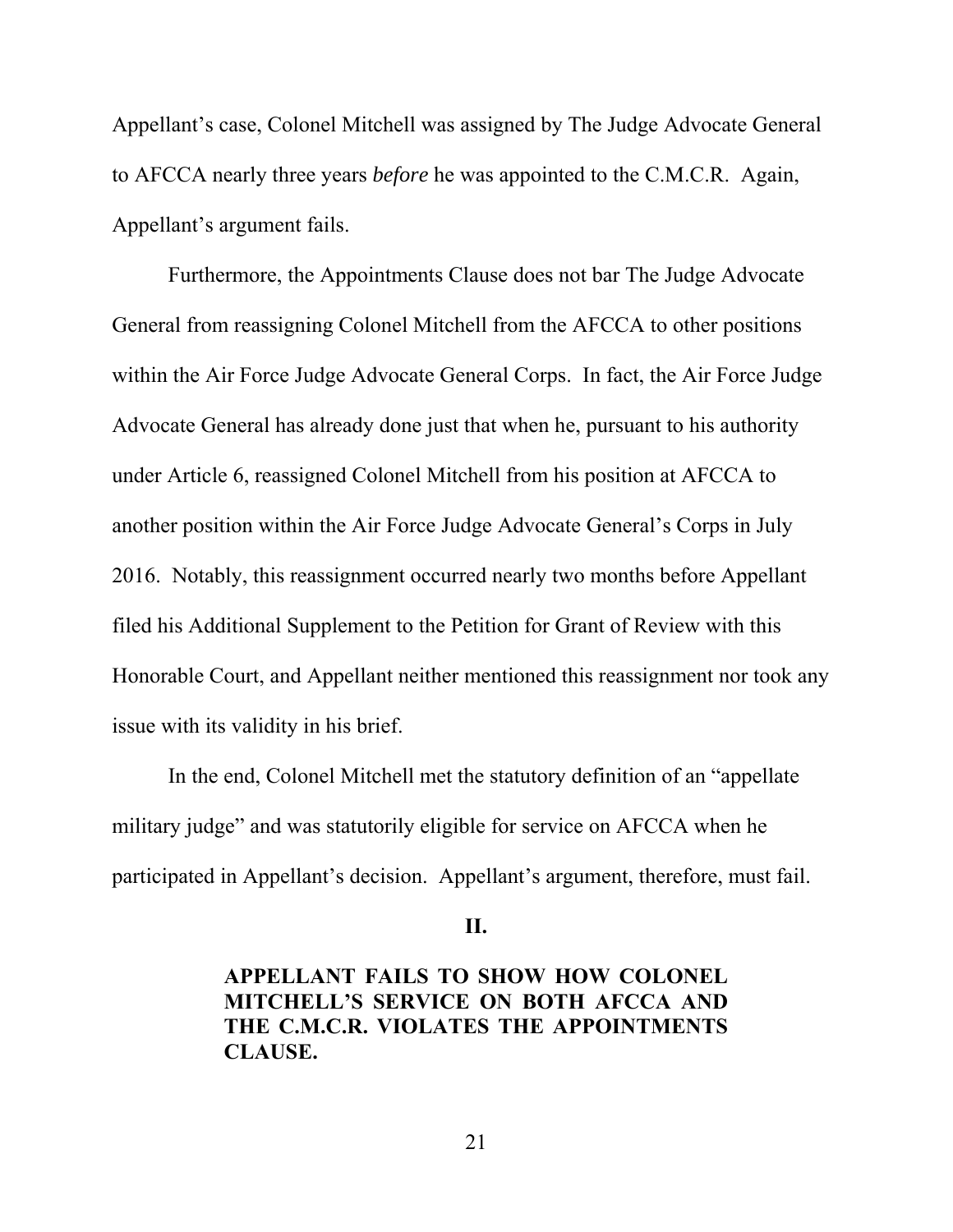Appellant's case, Colonel Mitchell was assigned by The Judge Advocate General to AFCCA nearly three years *before* he was appointed to the C.M.C.R. Again, Appellant's argument fails.

Furthermore, the Appointments Clause does not bar The Judge Advocate General from reassigning Colonel Mitchell from the AFCCA to other positions within the Air Force Judge Advocate General Corps. In fact, the Air Force Judge Advocate General has already done just that when he, pursuant to his authority under Article 6, reassigned Colonel Mitchell from his position at AFCCA to another position within the Air Force Judge Advocate General's Corps in July 2016. Notably, this reassignment occurred nearly two months before Appellant filed his Additional Supplement to the Petition for Grant of Review with this Honorable Court, and Appellant neither mentioned this reassignment nor took any issue with its validity in his brief.

In the end, Colonel Mitchell met the statutory definition of an "appellate military judge" and was statutorily eligible for service on AFCCA when he participated in Appellant's decision. Appellant's argument, therefore, must fail.

## II.

### APPELLANT FAILS TO SHOW HOW COLONEL MITCHELL'S SERVICE ON BOTH AFCCA AND THE C.M.C.R. VIOLATES THE APPOINTMENTS CLAUSE.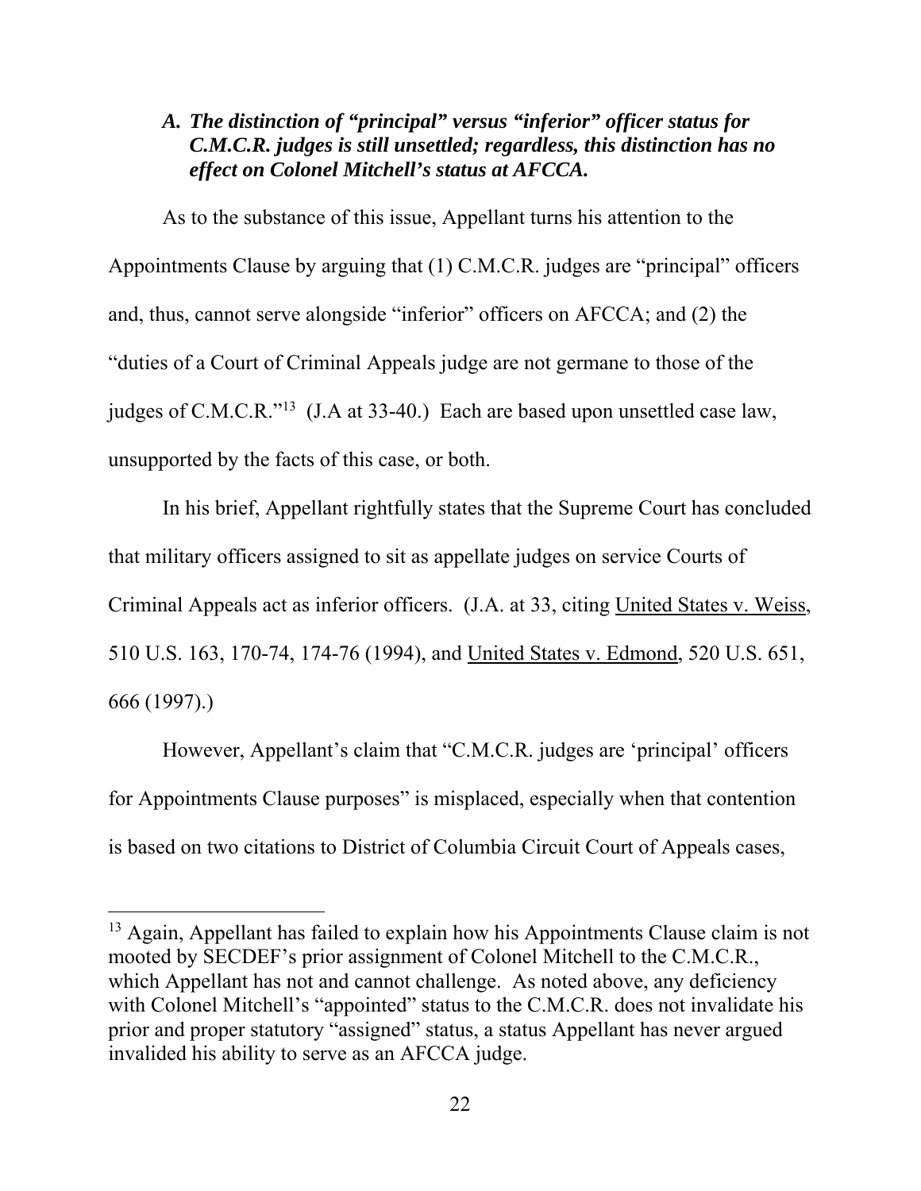### *A. The distinction of "principal" versus "inferior" officer status for C.M.C.R. judges is still unsettled; regardless, this distinction has no effect on Colonel Mitchell's status at AFCCA.*

As to the substance of this issue, Appellant turns his attention to the Appointments Clause by arguing that (1) C.M.C.R. judges are "principal" officers and, thus, cannot serve alongside "inferior" officers on AFCCA; and (2) the "duties of a Court of Criminal Appeals judge are not germane to those of the judges of C.M.C.R."[13] (J.A at 33-40.) Each are based upon unsettled case law, unsupported by the facts of this case, or both.

In his brief, Appellant rightfully states that the Supreme Court has concluded that military officers assigned to sit as appellate judges on service Courts of Criminal Appeals act as inferior officers. (J.A. at 33, citing United States v. Weiss, 510 U.S. 163, 170-74, 174-76 (1994), and United States v. Edmond, 520 U.S. 651, 666 (1997).)

However, Appellant's claim that "C.M.C.R. judges are 'principal' officers for Appointments Clause purposes" is misplaced, especially when that contention is based on two citations to District of Columbia Circuit Court of Appeals cases,

---

[13] Again, Appellant has failed to explain how his Appointments Clause claim is not mooted by SECDEF's prior assignment of Colonel Mitchell to the C.M.C.R., which Appellant has not and cannot challenge. As noted above, any deficiency with Colonel Mitchell's "appointed" status to the C.M.C.R. does not invalidate his prior and proper statutory "assigned" status, a status Appellant has never argued invalided his ability to serve as an AFCCA judge.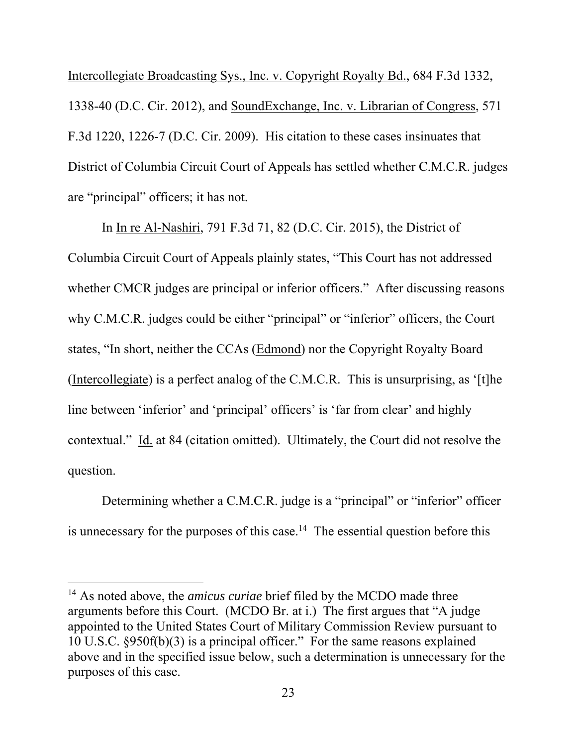Intercollegiate Broadcasting Sys., Inc. v. Copyright Royalty Bd., 684 F.3d 1332, 1338-40 (D.C. Cir. 2012), and SoundExchange, Inc. v. Librarian of Congress, 571 F.3d 1220, 1226-7 (D.C. Cir. 2009). His citation to these cases insinuates that District of Columbia Circuit Court of Appeals has settled whether C.M.C.R. judges are "principal" officers; it has not.

In In re Al-Nashiri, 791 F.3d 71, 82 (D.C. Cir. 2015), the District of Columbia Circuit Court of Appeals plainly states, "This Court has not addressed whether CMCR judges are principal or inferior officers." After discussing reasons why C.M.C.R. judges could be either "principal" or "inferior" officers, the Court states, "In short, neither the CCAs (Edmond) nor the Copyright Royalty Board (Intercollegiate) is a perfect analog of the C.M.C.R. This is unsurprising, as '[t]he line between 'inferior' and 'principal' officers' is 'far from clear' and highly contextual." Id. at 84 (citation omitted). Ultimately, the Court did not resolve the question.

Determining whether a C.M.C.R. judge is a "principal" or "inferior" officer is unnecessary for the purposes of this case.[14] The essential question before this

---

[14] As noted above, the *amicus curiae* brief filed by the MCDO made three arguments before this Court. (MCDO Br. at i.) The first argues that "A judge appointed to the United States Court of Military Commission Review pursuant to 10 U.S.C. §950f(b)(3) is a principal officer." For the same reasons explained above and in the specified issue below, such a determination is unnecessary for the purposes of this case.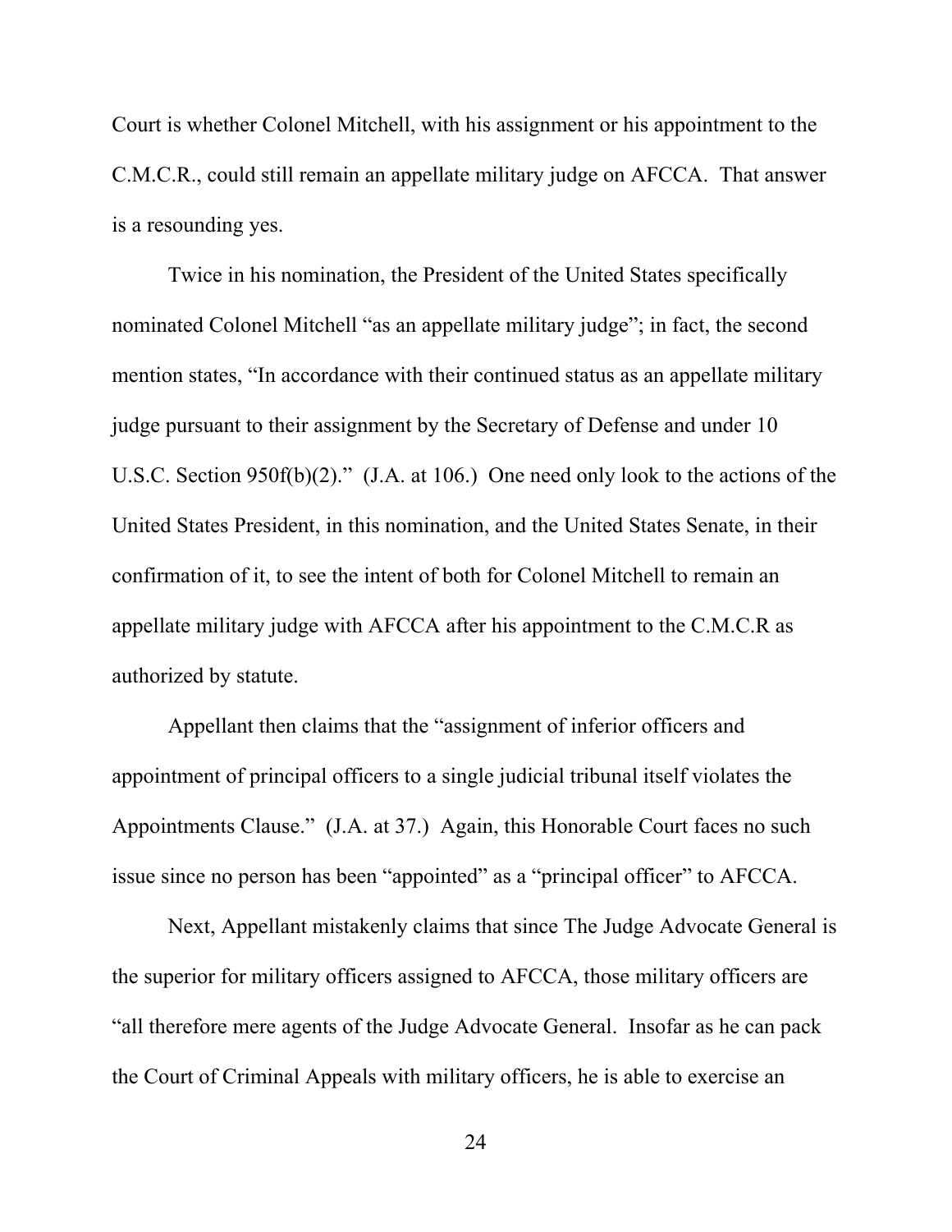Court is whether Colonel Mitchell, with his assignment or his appointment to the C.M.C.R., could still remain an appellate military judge on AFCCA. That answer is a resounding yes.

Twice in his nomination, the President of the United States specifically nominated Colonel Mitchell "as an appellate military judge"; in fact, the second mention states, "In accordance with their continued status as an appellate military judge pursuant to their assignment by the Secretary of Defense and under 10 U.S.C. Section 950f(b)(2)." (J.A. at 106.) One need only look to the actions of the United States President, in this nomination, and the United States Senate, in their confirmation of it, to see the intent of both for Colonel Mitchell to remain an appellate military judge with AFCCA after his appointment to the C.M.C.R as authorized by statute.

Appellant then claims that the "assignment of inferior officers and appointment of principal officers to a single judicial tribunal itself violates the Appointments Clause." (J.A. at 37.) Again, this Honorable Court faces no such issue since no person has been "appointed" as a "principal officer" to AFCCA.

Next, Appellant mistakenly claims that since The Judge Advocate General is the superior for military officers assigned to AFCCA, those military officers are "all therefore mere agents of the Judge Advocate General. Insofar as he can pack the Court of Criminal Appeals with military officers, he is able to exercise an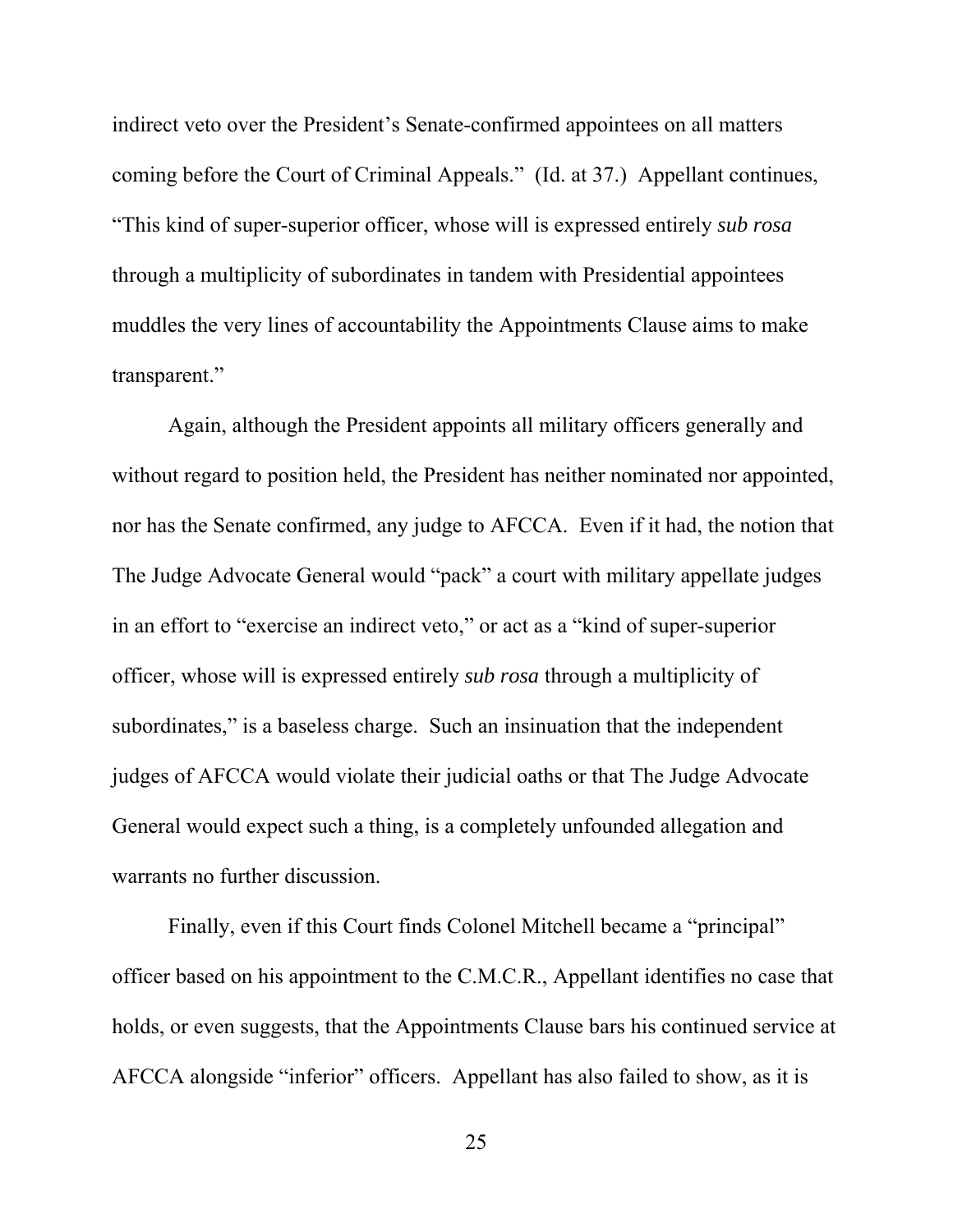indirect veto over the President's Senate-confirmed appointees on all matters coming before the Court of Criminal Appeals." (Id. at 37.) Appellant continues, "This kind of super-superior officer, whose will is expressed entirely *sub rosa* through a multiplicity of subordinates in tandem with Presidential appointees muddles the very lines of accountability the Appointments Clause aims to make transparent."

Again, although the President appoints all military officers generally and without regard to position held, the President has neither nominated nor appointed, nor has the Senate confirmed, any judge to AFCCA. Even if it had, the notion that The Judge Advocate General would "pack" a court with military appellate judges in an effort to "exercise an indirect veto," or act as a "kind of super-superior officer, whose will is expressed entirely *sub rosa* through a multiplicity of subordinates," is a baseless charge. Such an insinuation that the independent judges of AFCCA would violate their judicial oaths or that The Judge Advocate General would expect such a thing, is a completely unfounded allegation and warrants no further discussion.

Finally, even if this Court finds Colonel Mitchell became a "principal" officer based on his appointment to the C.M.C.R., Appellant identifies no case that holds, or even suggests, that the Appointments Clause bars his continued service at AFCCA alongside "inferior" officers. Appellant has also failed to show, as it is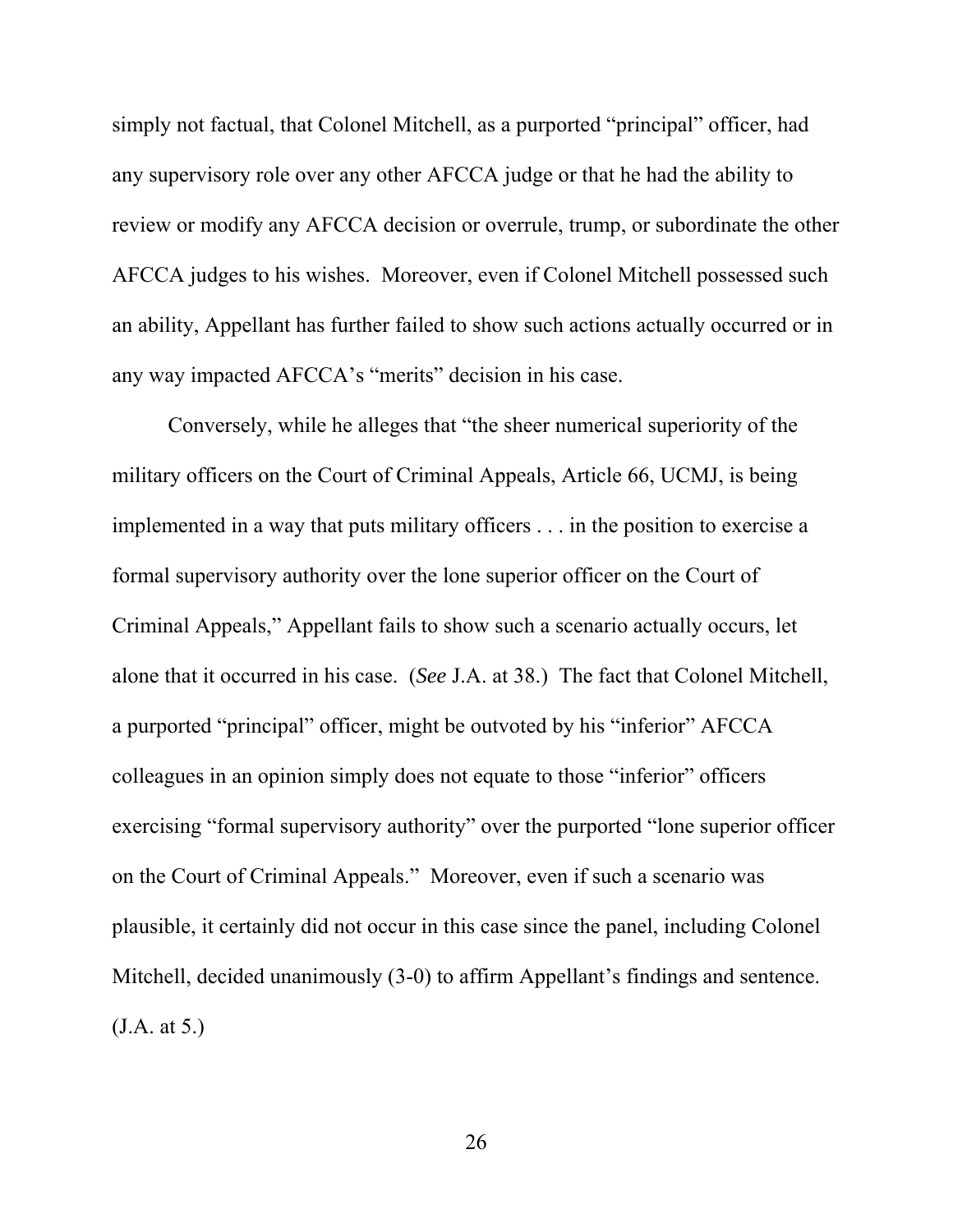simply not factual, that Colonel Mitchell, as a purported "principal" officer, had any supervisory role over any other AFCCA judge or that he had the ability to review or modify any AFCCA decision or overrule, trump, or subordinate the other AFCCA judges to his wishes. Moreover, even if Colonel Mitchell possessed such an ability, Appellant has further failed to show such actions actually occurred or in any way impacted AFCCA's "merits" decision in his case.

Conversely, while he alleges that "the sheer numerical superiority of the military officers on the Court of Criminal Appeals, Article 66, UCMJ, is being implemented in a way that puts military officers . . . in the position to exercise a formal supervisory authority over the lone superior officer on the Court of Criminal Appeals," Appellant fails to show such a scenario actually occurs, let alone that it occurred in his case. (*See* J.A. at 38.) The fact that Colonel Mitchell, a purported "principal" officer, might be outvoted by his "inferior" AFCCA colleagues in an opinion simply does not equate to those "inferior" officers exercising "formal supervisory authority" over the purported "lone superior officer on the Court of Criminal Appeals." Moreover, even if such a scenario was plausible, it certainly did not occur in this case since the panel, including Colonel Mitchell, decided unanimously (3-0) to affirm Appellant's findings and sentence. (J.A. at 5.)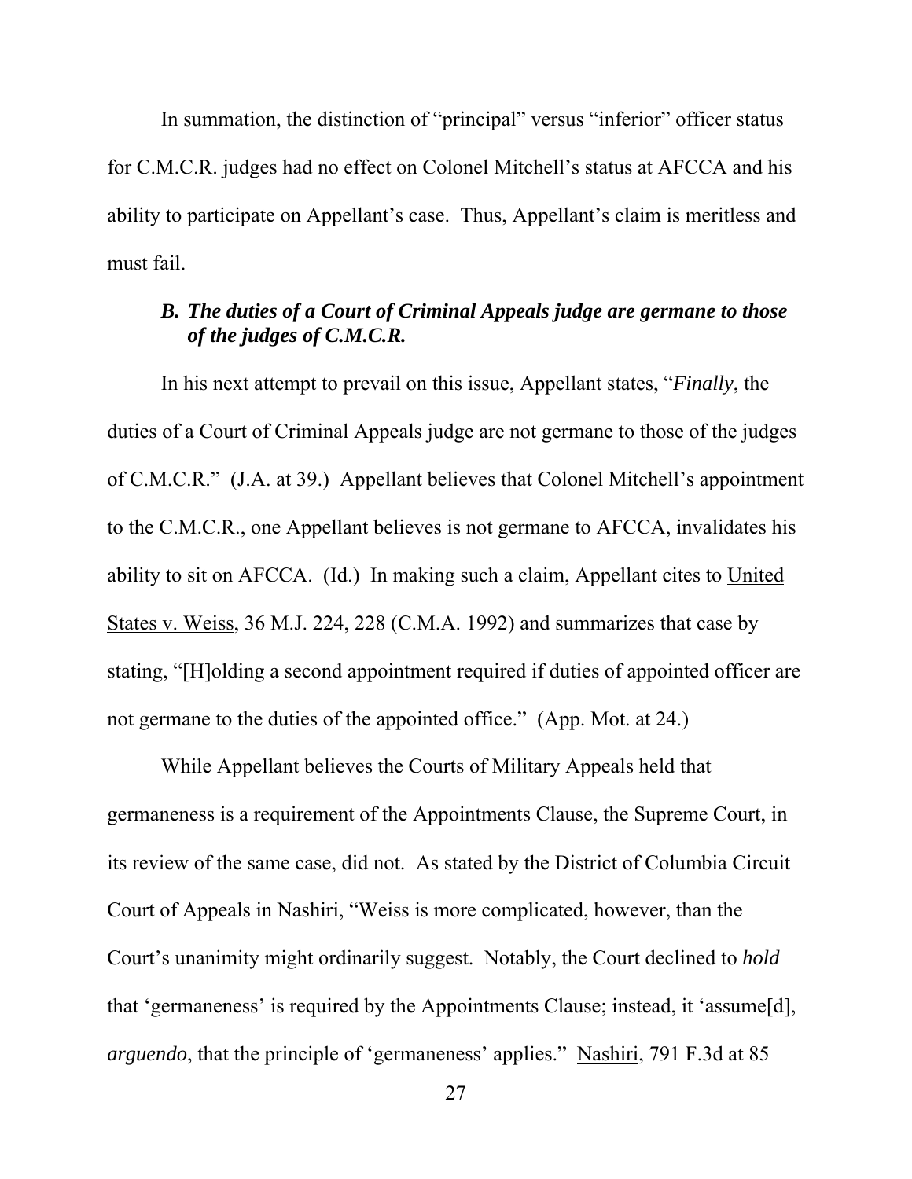In summation, the distinction of "principal" versus "inferior" officer status for C.M.C.R. judges had no effect on Colonel Mitchell's status at AFCCA and his ability to participate on Appellant's case. Thus, Appellant's claim is meritless and must fail.

### *B. The duties of a Court of Criminal Appeals judge are germane to those of the judges of C.M.C.R.*

In his next attempt to prevail on this issue, Appellant states, "*Finally*, the duties of a Court of Criminal Appeals judge are not germane to those of the judges of C.M.C.R." (J.A. at 39.) Appellant believes that Colonel Mitchell's appointment to the C.M.C.R., one Appellant believes is not germane to AFCCA, invalidates his ability to sit on AFCCA. (Id.) In making such a claim, Appellant cites to United States v. Weiss, 36 M.J. 224, 228 (C.M.A. 1992) and summarizes that case by stating, "[H]olding a second appointment required if duties of appointed officer are not germane to the duties of the appointed office." (App. Mot. at 24.)

While Appellant believes the Courts of Military Appeals held that germaneness is a requirement of the Appointments Clause, the Supreme Court, in its review of the same case, did not. As stated by the District of Columbia Circuit Court of Appeals in Nashiri, "Weiss is more complicated, however, than the Court's unanimity might ordinarily suggest. Notably, the Court declined to *hold* that 'germaneness' is required by the Appointments Clause; instead, it 'assume[d], *arguendo*, that the principle of 'germaneness' applies." Nashiri, 791 F.3d at 85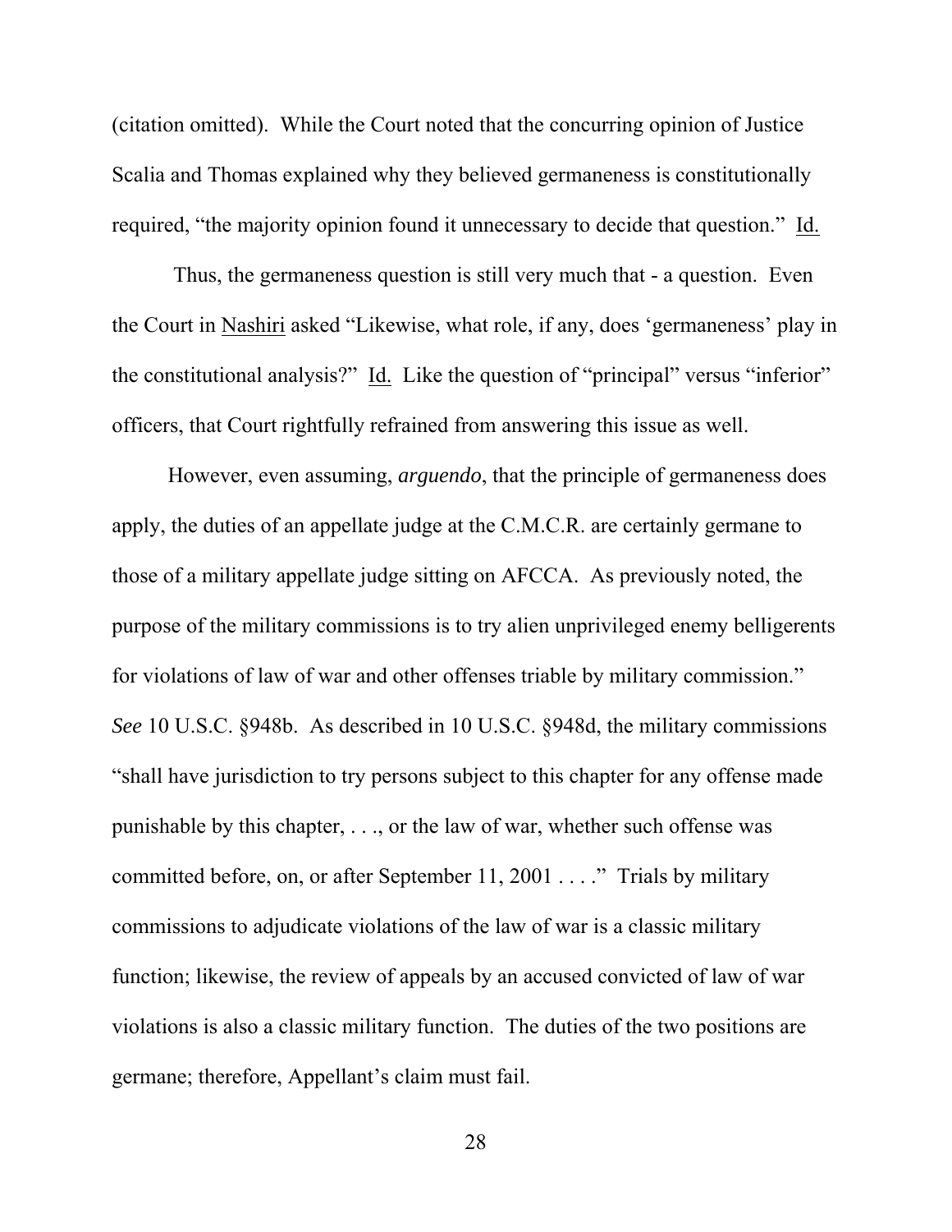(citation omitted). While the Court noted that the concurring opinion of Justice Scalia and Thomas explained why they believed germaneness is constitutionally required, "the majority opinion found it unnecessary to decide that question." Id.

Thus, the germaneness question is still very much that - a question. Even the Court in Nashiri asked "Likewise, what role, if any, does 'germaneness' play in the constitutional analysis?" Id. Like the question of "principal" versus "inferior" officers, that Court rightfully refrained from answering this issue as well.

However, even assuming, *arguendo*, that the principle of germaneness does apply, the duties of an appellate judge at the C.M.C.R. are certainly germane to those of a military appellate judge sitting on AFCCA. As previously noted, the purpose of the military commissions is to try alien unprivileged enemy belligerents for violations of law of war and other offenses triable by military commission." *See* 10 U.S.C. §948b. As described in 10 U.S.C. §948d, the military commissions "shall have jurisdiction to try persons subject to this chapter for any offense made punishable by this chapter, . . ., or the law of war, whether such offense was committed before, on, or after September 11, 2001 . . . ." Trials by military commissions to adjudicate violations of the law of war is a classic military function; likewise, the review of appeals by an accused convicted of law of war violations is also a classic military function. The duties of the two positions are germane; therefore, Appellant's claim must fail.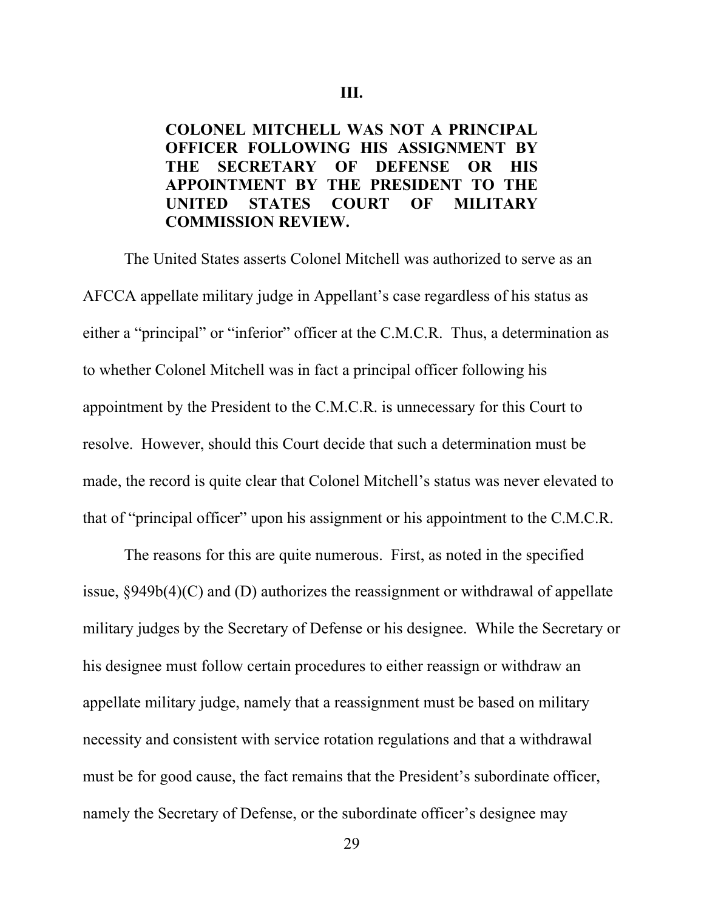## III.

**COLONEL MITCHELL WAS NOT A PRINCIPAL OFFICER FOLLOWING HIS ASSIGNMENT BY THE SECRETARY OF DEFENSE OR HIS APPOINTMENT BY THE PRESIDENT TO THE UNITED STATES COURT OF MILITARY COMMISSION REVIEW.**

The United States asserts Colonel Mitchell was authorized to serve as an AFCCA appellate military judge in Appellant's case regardless of his status as either a "principal" or "inferior" officer at the C.M.C.R. Thus, a determination as to whether Colonel Mitchell was in fact a principal officer following his appointment by the President to the C.M.C.R. is unnecessary for this Court to resolve. However, should this Court decide that such a determination must be made, the record is quite clear that Colonel Mitchell's status was never elevated to that of "principal officer" upon his assignment or his appointment to the C.M.C.R.

The reasons for this are quite numerous. First, as noted in the specified issue, §949b(4)(C) and (D) authorizes the reassignment or withdrawal of appellate military judges by the Secretary of Defense or his designee. While the Secretary or his designee must follow certain procedures to either reassign or withdraw an appellate military judge, namely that a reassignment must be based on military necessity and consistent with service rotation regulations and that a withdrawal must be for good cause, the fact remains that the President's subordinate officer, namely the Secretary of Defense, or the subordinate officer's designee may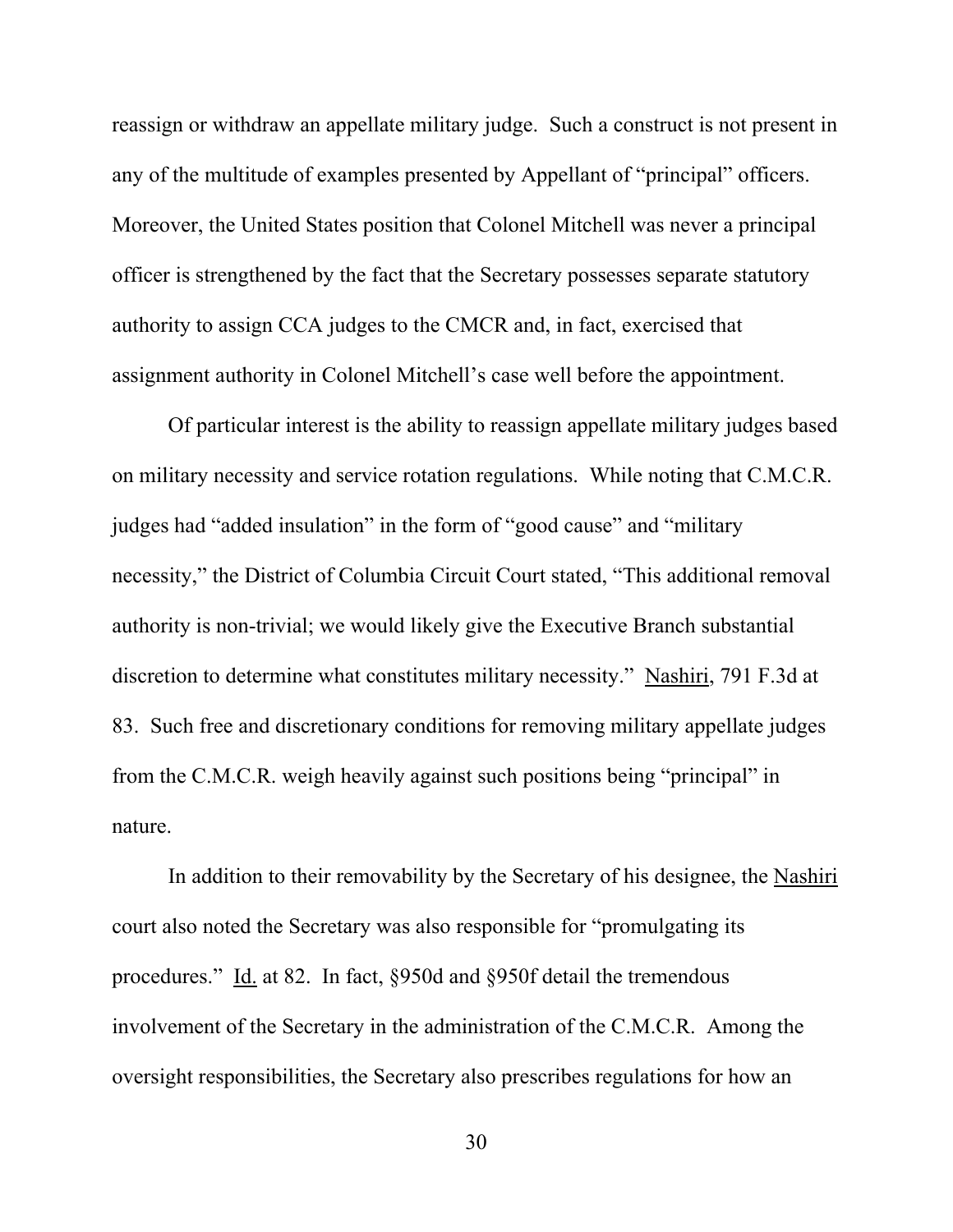reassign or withdraw an appellate military judge. Such a construct is not present in any of the multitude of examples presented by Appellant of "principal" officers. Moreover, the United States position that Colonel Mitchell was never a principal officer is strengthened by the fact that the Secretary possesses separate statutory authority to assign CCA judges to the CMCR and, in fact, exercised that assignment authority in Colonel Mitchell's case well before the appointment.

Of particular interest is the ability to reassign appellate military judges based on military necessity and service rotation regulations. While noting that C.M.C.R. judges had "added insulation" in the form of "good cause" and "military necessity," the District of Columbia Circuit Court stated, "This additional removal authority is non-trivial; we would likely give the Executive Branch substantial discretion to determine what constitutes military necessity." Nashiri, 791 F.3d at 83. Such free and discretionary conditions for removing military appellate judges from the C.M.C.R. weigh heavily against such positions being "principal" in nature.

In addition to their removability by the Secretary of his designee, the Nashiri court also noted the Secretary was also responsible for "promulgating its procedures." Id. at 82. In fact, §950d and §950f detail the tremendous involvement of the Secretary in the administration of the C.M.C.R. Among the oversight responsibilities, the Secretary also prescribes regulations for how an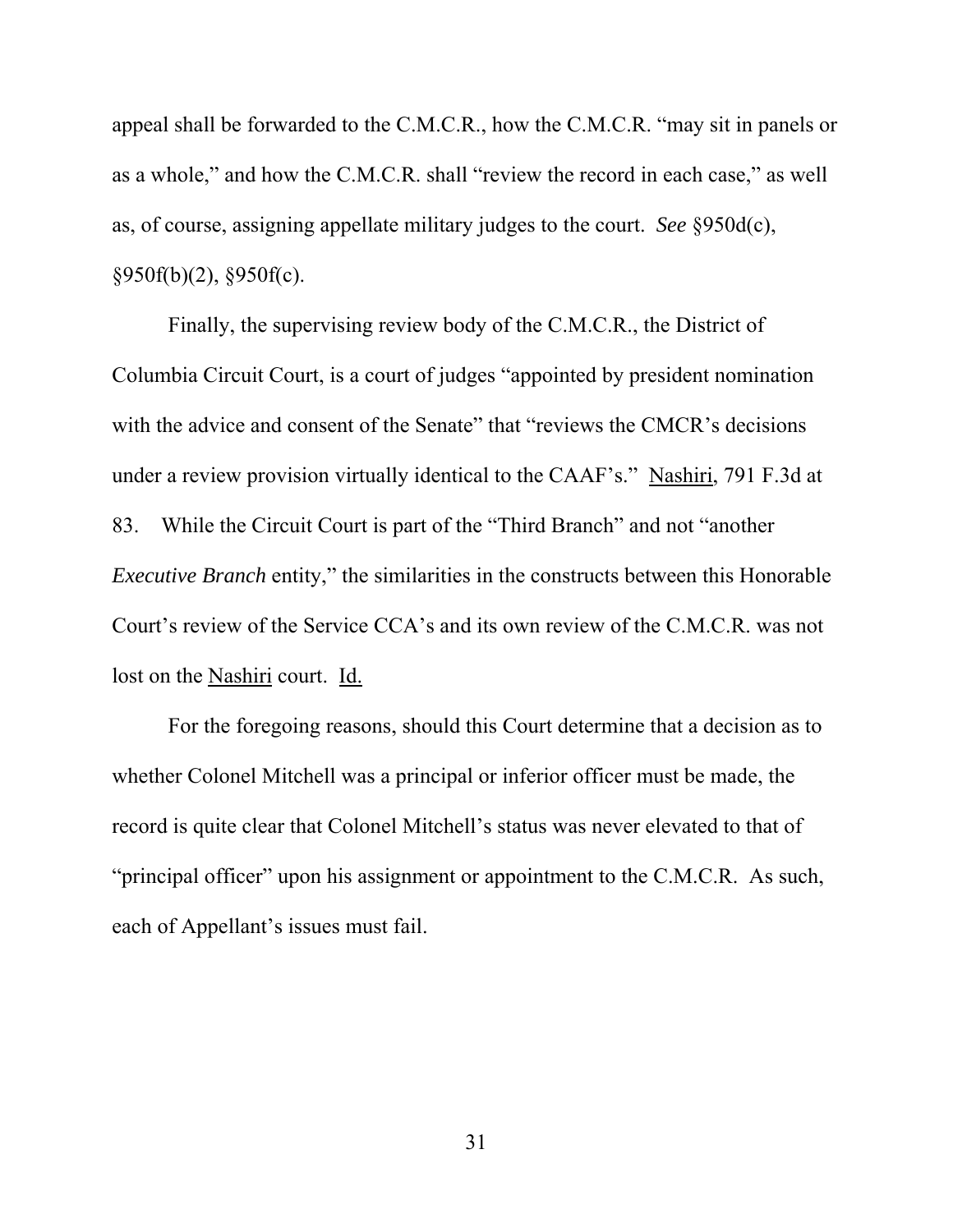appeal shall be forwarded to the C.M.C.R., how the C.M.C.R. "may sit in panels or as a whole," and how the C.M.C.R. shall "review the record in each case," as well as, of course, assigning appellate military judges to the court. *See* §950d(c), §950f(b)(2), §950f(c).

Finally, the supervising review body of the C.M.C.R., the District of Columbia Circuit Court, is a court of judges "appointed by president nomination with the advice and consent of the Senate" that "reviews the CMCR's decisions under a review provision virtually identical to the CAAF's." Nashiri, 791 F.3d at 83. While the Circuit Court is part of the "Third Branch" and not "another *Executive Branch* entity," the similarities in the constructs between this Honorable Court's review of the Service CCA's and its own review of the C.M.C.R. was not lost on the Nashiri court. Id.

For the foregoing reasons, should this Court determine that a decision as to whether Colonel Mitchell was a principal or inferior officer must be made, the record is quite clear that Colonel Mitchell's status was never elevated to that of "principal officer" upon his assignment or appointment to the C.M.C.R. As such, each of Appellant's issues must fail.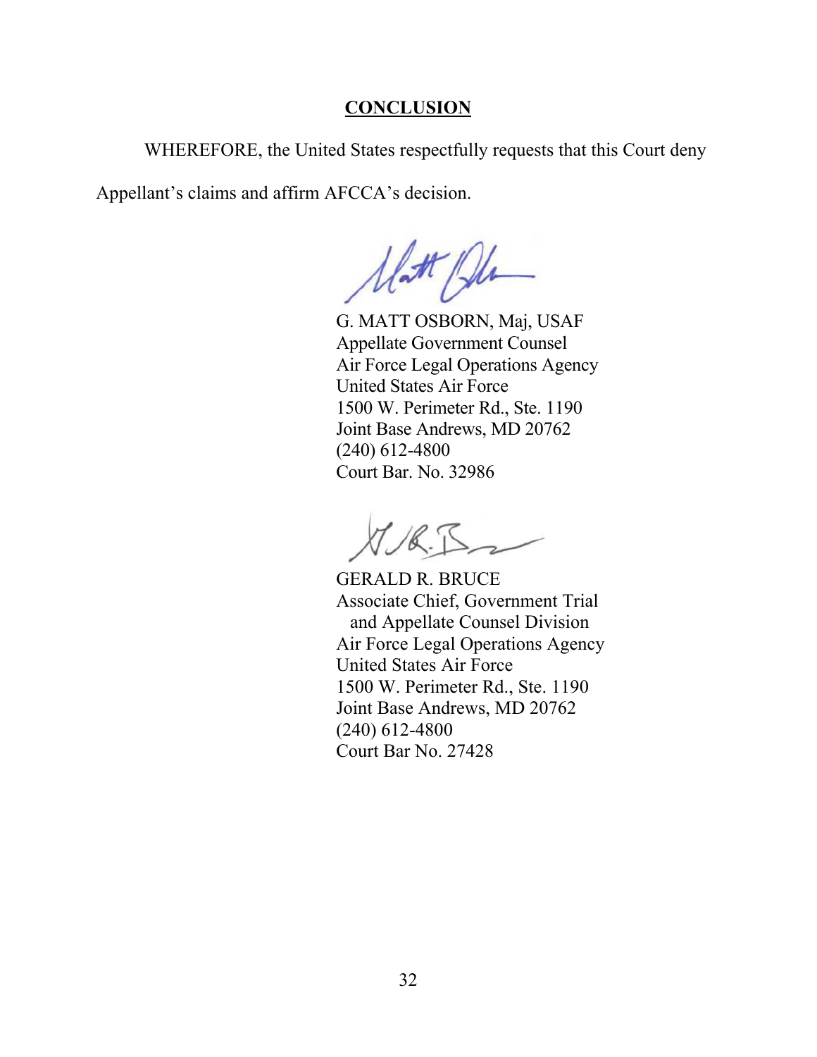## CONCLUSION

WHEREFORE, the United States respectfully requests that this Court deny Appellant's claims and affirm AFCCA's decision.

G. MATT OSBORN, Maj, USAF
Appellate Government Counsel
Air Force Legal Operations Agency
United States Air Force
1500 W. Perimeter Rd., Ste. 1190
Joint Base Andrews, MD 20762
(240) 612-4800
Court Bar. No. 32986

GERALD R. BRUCE
Associate Chief, Government Trial
and Appellate Counsel Division
Air Force Legal Operations Agency
United States Air Force
1500 W. Perimeter Rd., Ste. 1190
Joint Base Andrews, MD 20762
(240) 612-4800
Court Bar No. 27428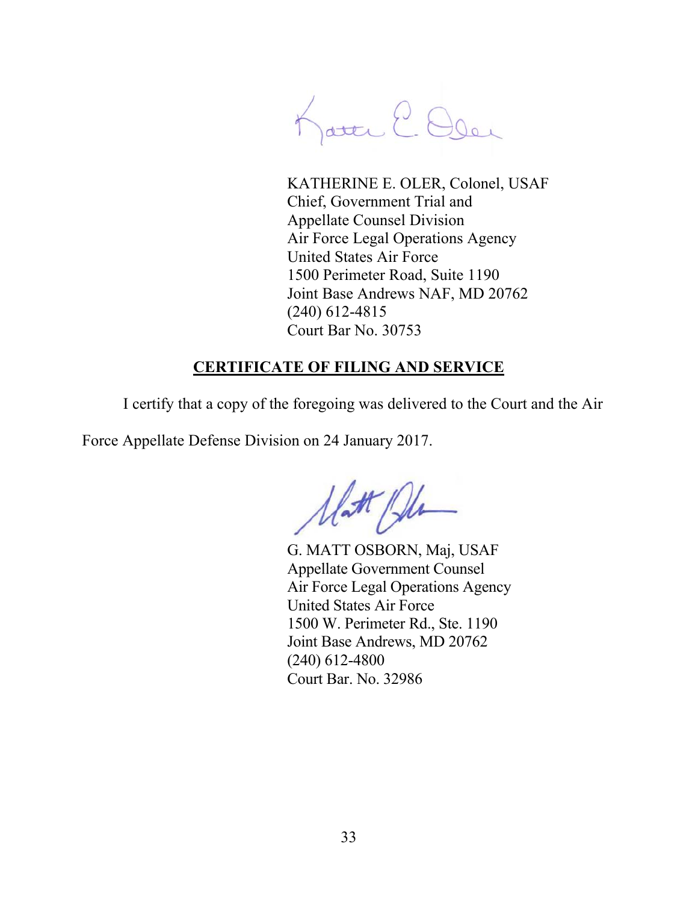KATHERINE E. OLER, Colonel, USAF
Chief, Government Trial and
Appellate Counsel Division
Air Force Legal Operations Agency
United States Air Force
1500 Perimeter Road, Suite 1190
Joint Base Andrews NAF, MD 20762
(240) 612-4815
Court Bar No. 30753

## CERTIFICATE OF FILING AND SERVICE

I certify that a copy of the foregoing was delivered to the Court and the Air Force Appellate Defense Division on 24 January 2017.

G. MATT OSBORN, Maj, USAF
Appellate Government Counsel
Air Force Legal Operations Agency
United States Air Force
1500 W. Perimeter Rd., Ste. 1190
Joint Base Andrews, MD 20762
(240) 612-4800
Court Bar. No. 32986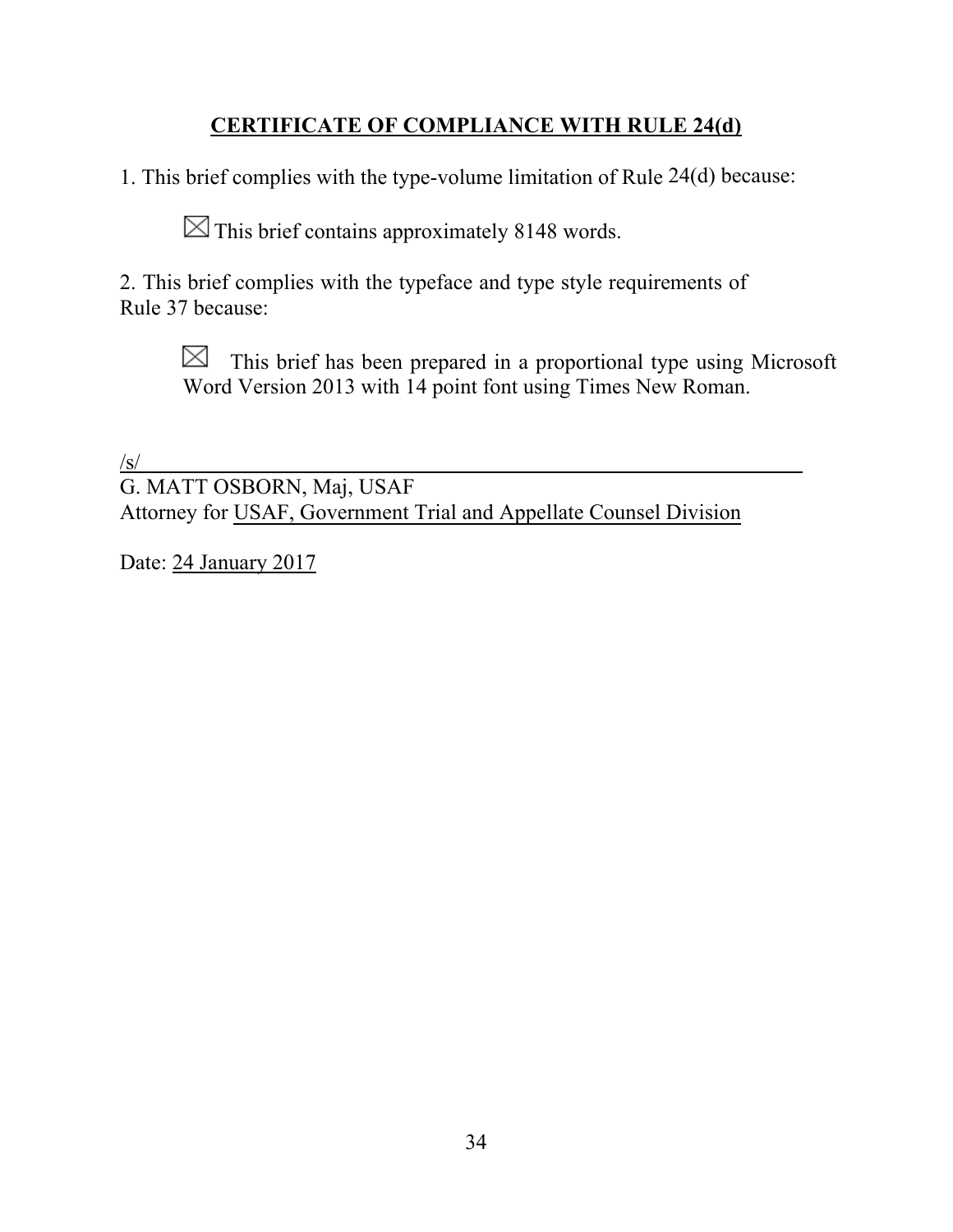**CERTIFICATE OF COMPLIANCE WITH RULE 24(d)**

1. This brief complies with the type-volume limitation of Rule 24(d) because:

☒ This brief contains approximately 8148 words.

2. This brief complies with the typeface and type style requirements of Rule 37 because:

☒ This brief has been prepared in a proportional type using Microsoft Word Version 2013 with 14 point font using Times New Roman.

/s/

G. MATT OSBORN, Maj, USAF

Attorney for USAF, Government Trial and Appellate Counsel Division

Date: 24 January 2017